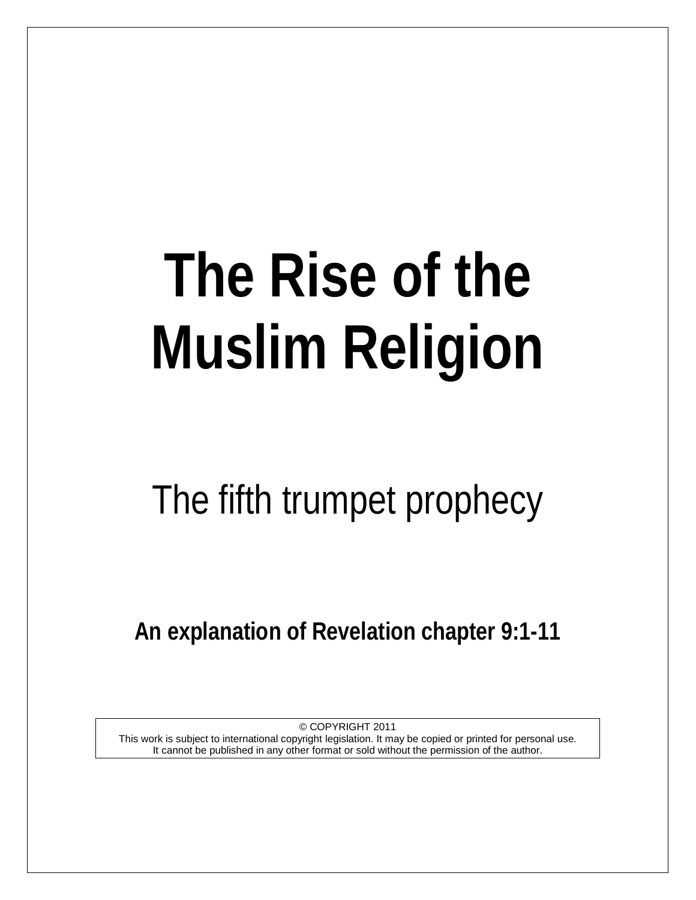# The Rise of the Muslim Religion

## The fifth trumpet prophecy

**An explanation of Revelation chapter 9:1-11**

© COPYRIGHT 2011
This work is subject to international copyright legislation. It may be copied or printed for personal use.
It cannot be published in any other format or sold without the permission of the author.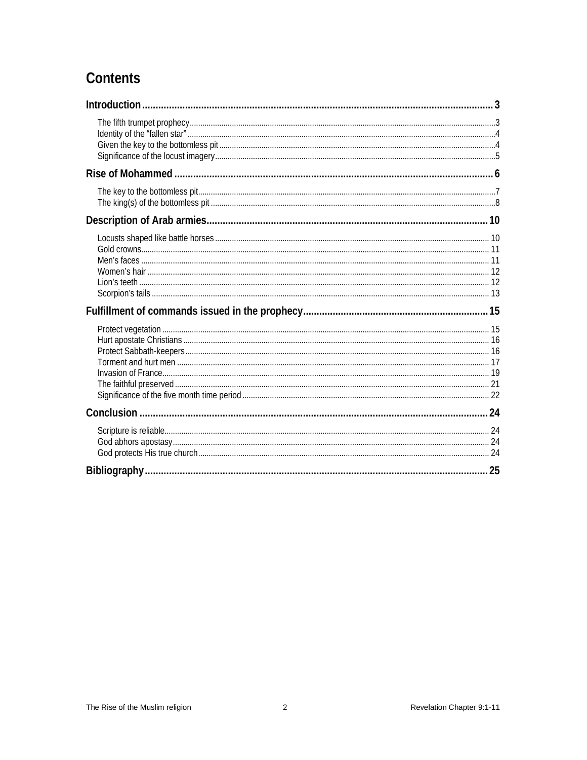# Contents

**Introduction** .......... 3

- The fifth trumpet prophecy .......... 3
- Identity of the "fallen star" .......... 4
- Given the key to the bottomless pit .......... 4
- Significance of the locust imagery .......... 5

**Rise of Mohammed** .......... 6

- The key to the bottomless pit .......... 7
- The king(s) of the bottomless pit .......... 8

**Description of Arab armies** .......... 10

- Locusts shaped like battle horses .......... 10
- Gold crowns .......... 11
- Men's faces .......... 11
- Women's hair .......... 12
- Lion's teeth .......... 12
- Scorpion's tails .......... 13

**Fulfillment of commands issued in the prophecy** .......... 15

- Protect vegetation .......... 15
- Hurt apostate Christians .......... 16
- Protect Sabbath-keepers .......... 16
- Torment and hurt men .......... 17
- Invasion of France .......... 19
- The faithful preserved .......... 21
- Significance of the five month time period .......... 22

**Conclusion** .......... 24

- Scripture is reliable .......... 24
- God abhors apostasy .......... 24
- God protects His true church .......... 24

**Bibliography** .......... 25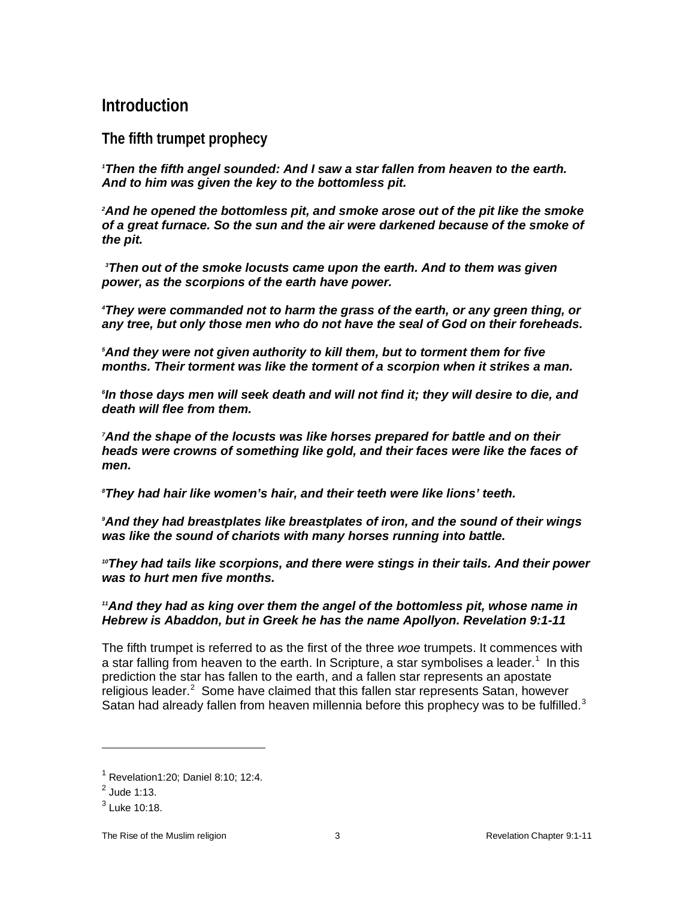# Introduction

## The fifth trumpet prophecy

***1**Then the fifth angel sounded: And I saw a star fallen from heaven to the earth. And to him was given the key to the bottomless pit.*

***2**And he opened the bottomless pit, and smoke arose out of the pit like the smoke of a great furnace. So the sun and the air were darkened because of the smoke of the pit.*

***3**Then out of the smoke locusts came upon the earth. And to them was given power, as the scorpions of the earth have power.*

***4**They were commanded not to harm the grass of the earth, or any green thing, or any tree, but only those men who do not have the seal of God on their foreheads.*

***5**And they were not given authority to kill them, but to torment them for five months. Their torment was like the torment of a scorpion when it strikes a man.*

***6**In those days men will seek death and will not find it; they will desire to die, and death will flee from them.*

***7**And the shape of the locusts was like horses prepared for battle and on their heads were crowns of something like gold, and their faces were like the faces of men.*

***8**They had hair like women's hair, and their teeth were like lions' teeth.*

***9**And they had breastplates like breastplates of iron, and the sound of their wings was like the sound of chariots with many horses running into battle.*

***10**They had tails like scorpions, and there were stings in their tails. And their power was to hurt men five months.*

***11**And they had as king over them the angel of the bottomless pit, whose name in Hebrew is Abaddon, but in Greek he has the name Apollyon. Revelation 9:1-11***

The fifth trumpet is referred to as the first of the three *woe* trumpets. It commences with a star falling from heaven to the earth. In Scripture, a star symbolises a leader.[1] In this prediction the star has fallen to the earth, and a fallen star represents an apostate religious leader.[2] Some have claimed that this fallen star represents Satan, however Satan had already fallen from heaven millennia before this prophecy was to be fulfilled.[3]

---

[1] Revelation1:20; Daniel 8:10; 12:4.

[2] Jude 1:13.

[3] Luke 10:18.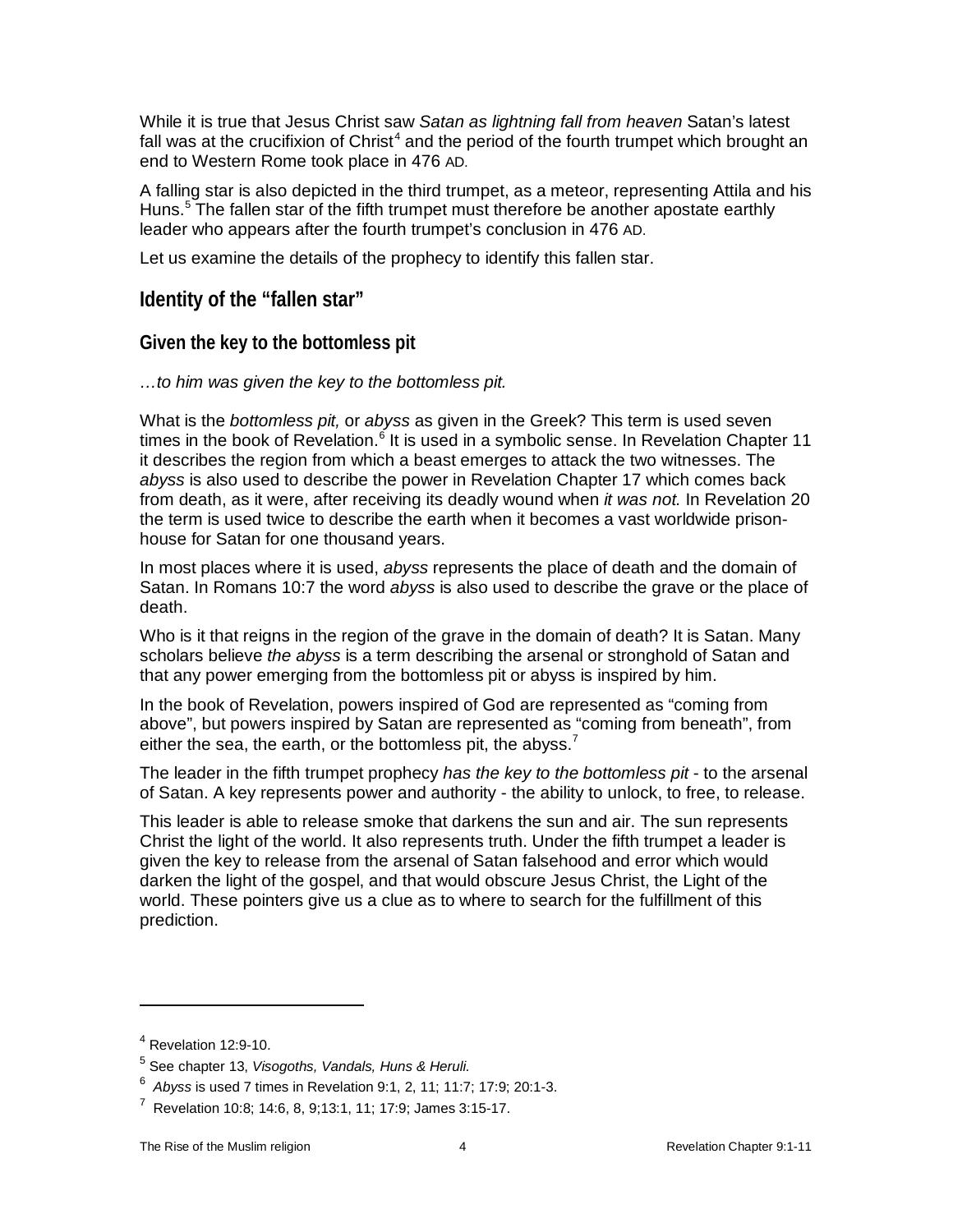While it is true that Jesus Christ saw *Satan as lightning fall from heaven* Satan's latest fall was at the crucifixion of Christ[4] and the period of the fourth trumpet which brought an end to Western Rome took place in 476 AD.

A falling star is also depicted in the third trumpet, as a meteor, representing Attila and his Huns.[5] The fallen star of the fifth trumpet must therefore be another apostate earthly leader who appears after the fourth trumpet's conclusion in 476 AD.

Let us examine the details of the prophecy to identify this fallen star.

## Identity of the "fallen star"

### Given the key to the bottomless pit

*…to him was given the key to the bottomless pit.*

What is the *bottomless pit,* or *abyss* as given in the Greek? This term is used seven times in the book of Revelation.[6] It is used in a symbolic sense. In Revelation Chapter 11 it describes the region from which a beast emerges to attack the two witnesses. The *abyss* is also used to describe the power in Revelation Chapter 17 which comes back from death, as it were, after receiving its deadly wound when *it was not.* In Revelation 20 the term is used twice to describe the earth when it becomes a vast worldwide prison-house for Satan for one thousand years.

In most places where it is used, *abyss* represents the place of death and the domain of Satan. In Romans 10:7 the word *abyss* is also used to describe the grave or the place of death.

Who is it that reigns in the region of the grave in the domain of death? It is Satan. Many scholars believe *the abyss* is a term describing the arsenal or stronghold of Satan and that any power emerging from the bottomless pit or abyss is inspired by him.

In the book of Revelation, powers inspired of God are represented as "coming from above", but powers inspired by Satan are represented as "coming from beneath", from either the sea, the earth, or the bottomless pit, the abyss.[7]

The leader in the fifth trumpet prophecy *has the key to the bottomless pit* - to the arsenal of Satan. A key represents power and authority - the ability to unlock, to free, to release.

This leader is able to release smoke that darkens the sun and air. The sun represents Christ the light of the world. It also represents truth. Under the fifth trumpet a leader is given the key to release from the arsenal of Satan falsehood and error which would darken the light of the gospel, and that would obscure Jesus Christ, the Light of the world. These pointers give us a clue as to where to search for the fulfillment of this prediction.

---

[4] Revelation 12:9-10.

[5] See chapter 13, *Visogoths, Vandals, Huns & Heruli.*

[6] *Abyss* is used 7 times in Revelation 9:1, 2, 11; 11:7; 17:9; 20:1-3.

[7] Revelation 10:8; 14:6, 8, 9;13:1, 11; 17:9; James 3:15-17.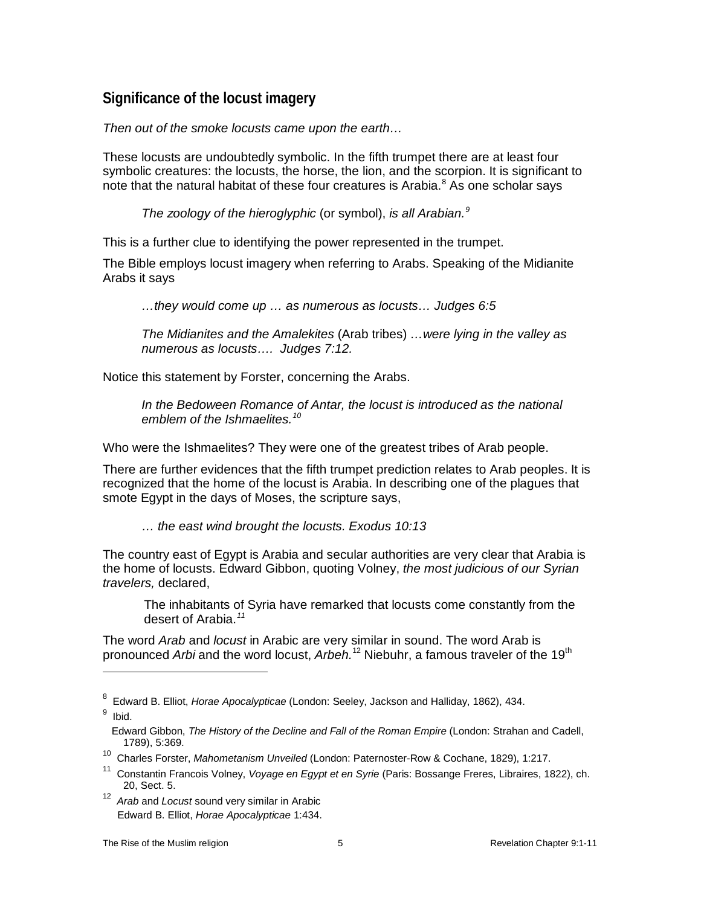## Significance of the locust imagery

*Then out of the smoke locusts came upon the earth…*

These locusts are undoubtedly symbolic. In the fifth trumpet there are at least four symbolic creatures: the locusts, the horse, the lion, and the scorpion. It is significant to note that the natural habitat of these four creatures is Arabia.[8] As one scholar says

> *The zoology of the hieroglyphic* (or symbol), *is all Arabian.*[9]

This is a further clue to identifying the power represented in the trumpet.

The Bible employs locust imagery when referring to Arabs. Speaking of the Midianite Arabs it says

> *…they would come up … as numerous as locusts… Judges 6:5*
>
> *The Midianites and the Amalekites* (Arab tribes) *…were lying in the valley as numerous as locusts…. Judges 7:12.*

Notice this statement by Forster, concerning the Arabs.

> *In the Bedoween Romance of Antar, the locust is introduced as the national emblem of the Ishmaelites.*[10]

Who were the Ishmaelites? They were one of the greatest tribes of Arab people.

There are further evidences that the fifth trumpet prediction relates to Arab peoples. It is recognized that the home of the locust is Arabia. In describing one of the plagues that smote Egypt in the days of Moses, the scripture says,

> *… the east wind brought the locusts. Exodus 10:13*

The country east of Egypt is Arabia and secular authorities are very clear that Arabia is the home of locusts. Edward Gibbon, quoting Volney, *the most judicious of our Syrian travelers,* declared,

> The inhabitants of Syria have remarked that locusts come constantly from the desert of Arabia.[11]

The word *Arab* and *locust* in Arabic are very similar in sound. The word Arab is pronounced *Arbi* and the word locust, *Arbeh.*[12] Niebuhr, a famous traveler of the 19th

---

[8] Edward B. Elliot, *Horae Apocalypticae* (London: Seeley, Jackson and Halliday, 1862), 434.

[9] Ibid.

Edward Gibbon, *The History of the Decline and Fall of the Roman Empire* (London: Strahan and Cadell, 1789), 5:369.

[10] Charles Forster, *Mahometanism Unveiled* (London: Paternoster-Row & Cochane, 1829), 1:217.

[11] Constantin Francois Volney, *Voyage en Egypt et en Syrie* (Paris: Bossange Freres, Libraires, 1822), ch. 20, Sect. 5.

[12] *Arab* and *Locust* sound very similar in Arabic
Edward B. Elliot, *Horae Apocalypticae* 1:434.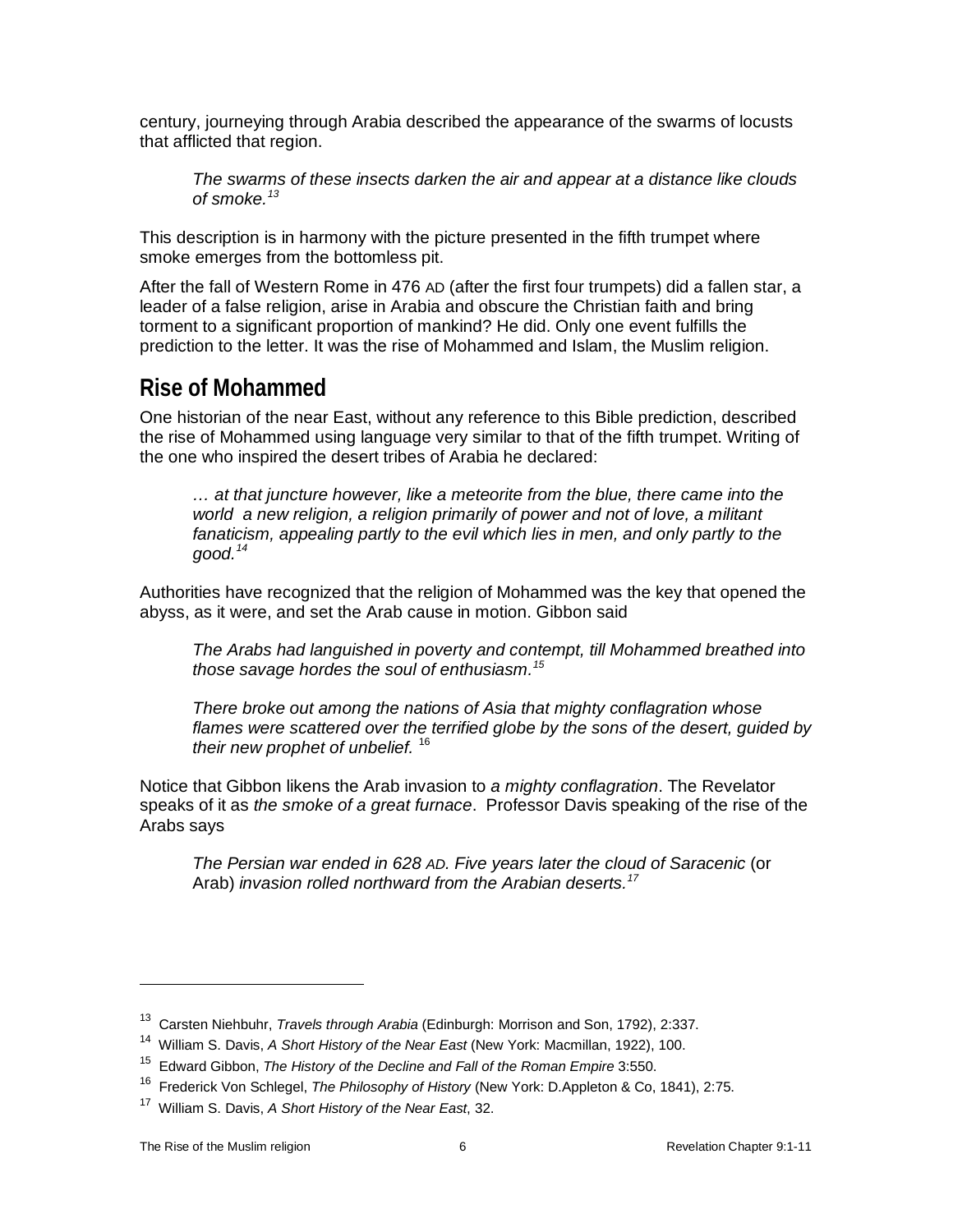century, journeying through Arabia described the appearance of the swarms of locusts that afflicted that region.

> *The swarms of these insects darken the air and appear at a distance like clouds of smoke.*[13]

This description is in harmony with the picture presented in the fifth trumpet where smoke emerges from the bottomless pit.

After the fall of Western Rome in 476 AD (after the first four trumpets) did a fallen star, a leader of a false religion, arise in Arabia and obscure the Christian faith and bring torment to a significant proportion of mankind? He did. Only one event fulfills the prediction to the letter. It was the rise of Mohammed and Islam, the Muslim religion.

## Rise of Mohammed

One historian of the near East, without any reference to this Bible prediction, described the rise of Mohammed using language very similar to that of the fifth trumpet. Writing of the one who inspired the desert tribes of Arabia he declared:

> *… at that juncture however, like a meteorite from the blue, there came into the world a new religion, a religion primarily of power and not of love, a militant fanaticism, appealing partly to the evil which lies in men, and only partly to the good.*[14]

Authorities have recognized that the religion of Mohammed was the key that opened the abyss, as it were, and set the Arab cause in motion. Gibbon said

> *The Arabs had languished in poverty and contempt, till Mohammed breathed into those savage hordes the soul of enthusiasm.*[15]

> *There broke out among the nations of Asia that mighty conflagration whose flames were scattered over the terrified globe by the sons of the desert, guided by their new prophet of unbelief.* [16]

Notice that Gibbon likens the Arab invasion to *a mighty conflagration*. The Revelator speaks of it as *the smoke of a great furnace*. Professor Davis speaking of the rise of the Arabs says

> *The Persian war ended in 628 AD. Five years later the cloud of Saracenic* (or Arab) *invasion rolled northward from the Arabian deserts.*[17]

---

[13] Carsten Niebuhr, *Travels through Arabia* (Edinburgh: Morrison and Son, 1792), 2:337.

[14] William S. Davis, *A Short History of the Near East* (New York: Macmillan, 1922), 100.

[15] Edward Gibbon, *The History of the Decline and Fall of the Roman Empire* 3:550.

[16] Frederick Von Schlegel, *The Philosophy of History* (New York: D.Appleton & Co, 1841), 2:75.

[17] William S. Davis, *A Short History of the Near East*, 32.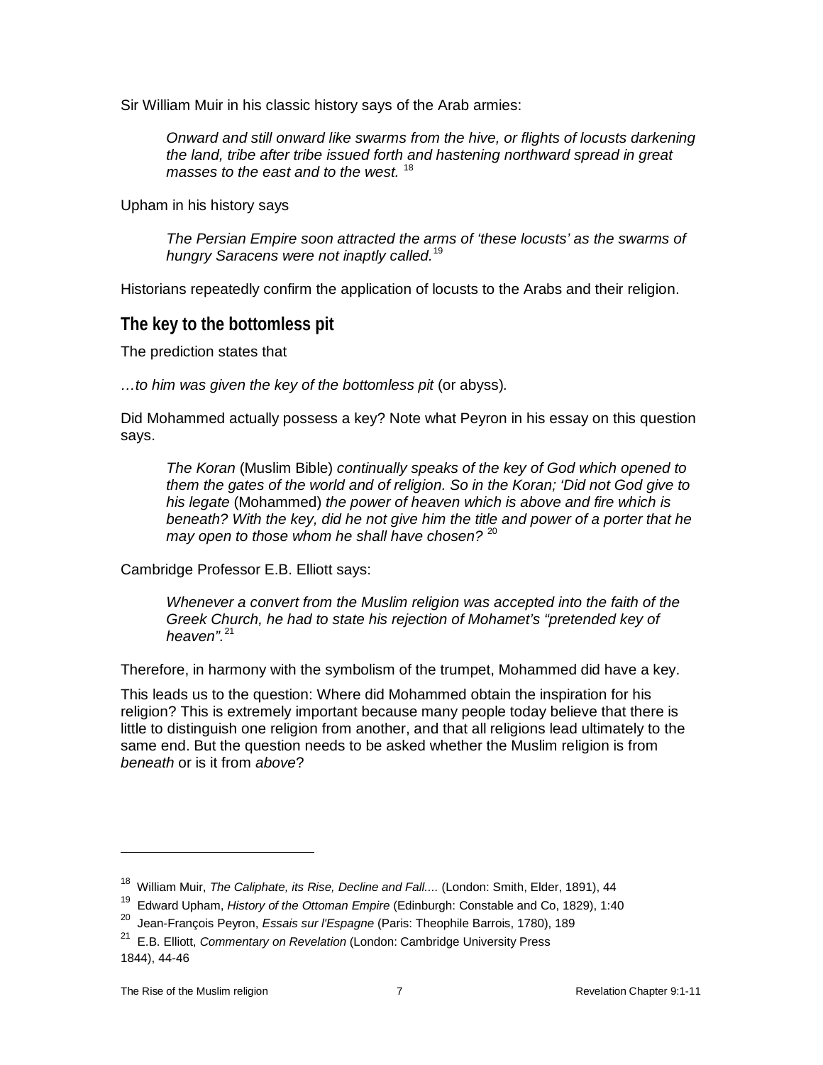Sir William Muir in his classic history says of the Arab armies:

> *Onward and still onward like swarms from the hive, or flights of locusts darkening the land, tribe after tribe issued forth and hastening northward spread in great masses to the east and to the west.* [18]

Upham in his history says

> *The Persian Empire soon attracted the arms of 'these locusts' as the swarms of hungry Saracens were not inaptly called.*[19]

Historians repeatedly confirm the application of locusts to the Arabs and their religion.

## The key to the bottomless pit

The prediction states that

*…to him was given the key of the bottomless pit* (or abyss).

Did Mohammed actually possess a key? Note what Peyron in his essay on this question says.

> *The Koran* (Muslim Bible) *continually speaks of the key of God which opened to them the gates of the world and of religion. So in the Koran; 'Did not God give to his legate* (Mohammed) *the power of heaven which is above and fire which is beneath? With the key, did he not give him the title and power of a porter that he may open to those whom he shall have chosen?* [20]

Cambridge Professor E.B. Elliott says:

> *Whenever a convert from the Muslim religion was accepted into the faith of the Greek Church, he had to state his rejection of Mohamet's "pretended key of heaven".*[21]

Therefore, in harmony with the symbolism of the trumpet, Mohammed did have a key.

This leads us to the question: Where did Mohammed obtain the inspiration for his religion? This is extremely important because many people today believe that there is little to distinguish one religion from another, and that all religions lead ultimately to the same end. But the question needs to be asked whether the Muslim religion is from *beneath* or is it from *above*?

---

[18] William Muir, *The Caliphate, its Rise, Decline and Fall....* (London: Smith, Elder, 1891), 44

[19] Edward Upham, *History of the Ottoman Empire* (Edinburgh: Constable and Co, 1829), 1:40

[20] Jean-François Peyron, *Essais sur l'Espagne* (Paris: Theophile Barrois, 1780), 189

[21] E.B. Elliott, *Commentary on Revelation* (London: Cambridge University Press 1844), 44-46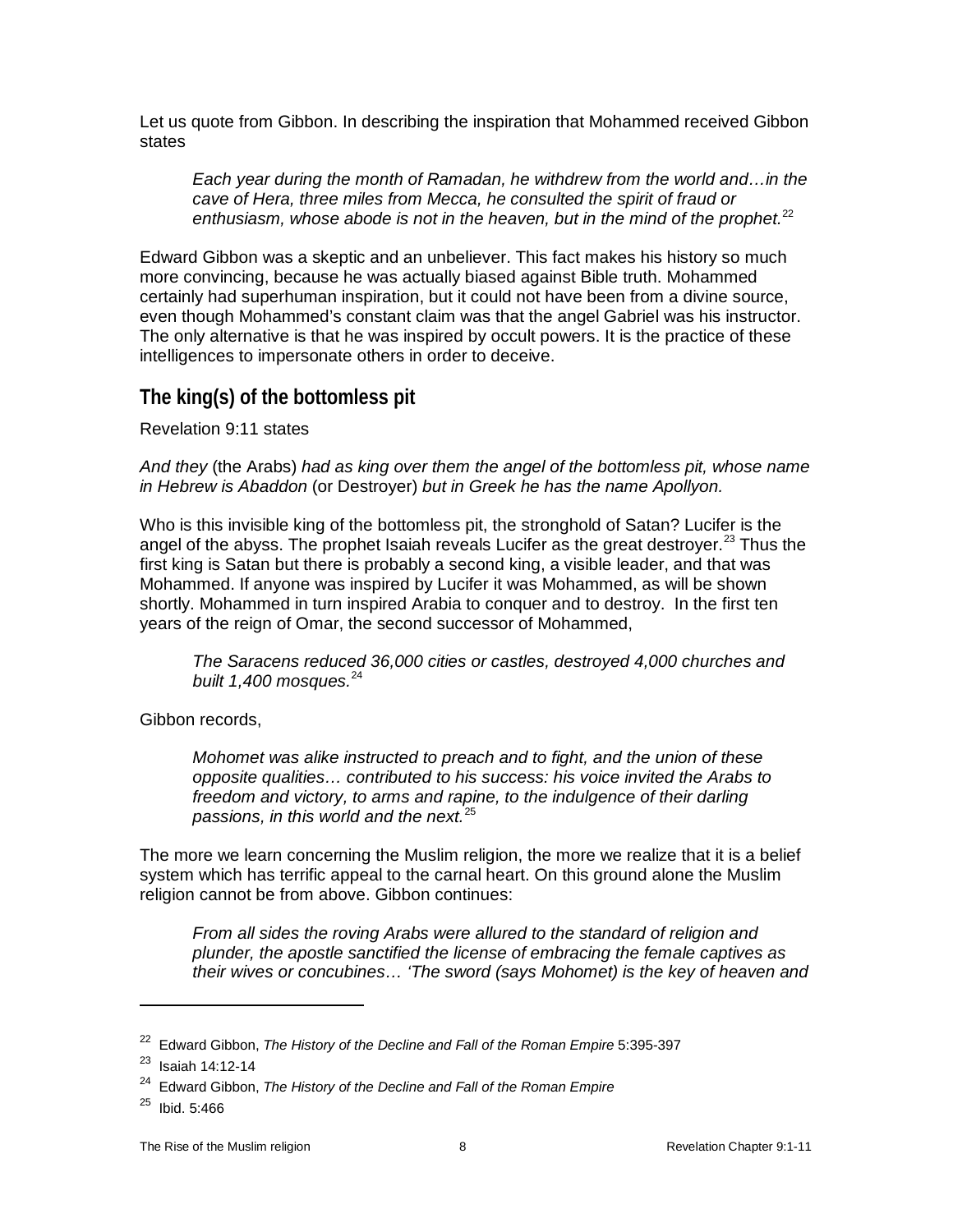Let us quote from Gibbon. In describing the inspiration that Mohammed received Gibbon states

> *Each year during the month of Ramadan, he withdrew from the world and…in the cave of Hera, three miles from Mecca, he consulted the spirit of fraud or enthusiasm, whose abode is not in the heaven, but in the mind of the prophet.*[22]

Edward Gibbon was a skeptic and an unbeliever. This fact makes his history so much more convincing, because he was actually biased against Bible truth. Mohammed certainly had superhuman inspiration, but it could not have been from a divine source, even though Mohammed's constant claim was that the angel Gabriel was his instructor. The only alternative is that he was inspired by occult powers. It is the practice of these intelligences to impersonate others in order to deceive.

## The king(s) of the bottomless pit

Revelation 9:11 states

*And they* (the Arabs) *had as king over them the angel of the bottomless pit, whose name in Hebrew is Abaddon* (or Destroyer) *but in Greek he has the name Apollyon.*

Who is this invisible king of the bottomless pit, the stronghold of Satan? Lucifer is the angel of the abyss. The prophet Isaiah reveals Lucifer as the great destroyer.[23] Thus the first king is Satan but there is probably a second king, a visible leader, and that was Mohammed. If anyone was inspired by Lucifer it was Mohammed, as will be shown shortly. Mohammed in turn inspired Arabia to conquer and to destroy. In the first ten years of the reign of Omar, the second successor of Mohammed,

> *The Saracens reduced 36,000 cities or castles, destroyed 4,000 churches and built 1,400 mosques.*[24]

Gibbon records,

> *Mohomet was alike instructed to preach and to fight, and the union of these opposite qualities… contributed to his success: his voice invited the Arabs to freedom and victory, to arms and rapine, to the indulgence of their darling passions, in this world and the next.*[25]

The more we learn concerning the Muslim religion, the more we realize that it is a belief system which has terrific appeal to the carnal heart. On this ground alone the Muslim religion cannot be from above. Gibbon continues:

> *From all sides the roving Arabs were allured to the standard of religion and plunder, the apostle sanctified the license of embracing the female captives as their wives or concubines… 'The sword (says Mohomet) is the key of heaven and*

---

[22] Edward Gibbon, *The History of the Decline and Fall of the Roman Empire* 5:395-397

[23] Isaiah 14:12-14

[24] Edward Gibbon, *The History of the Decline and Fall of the Roman Empire*

[25] Ibid. 5:466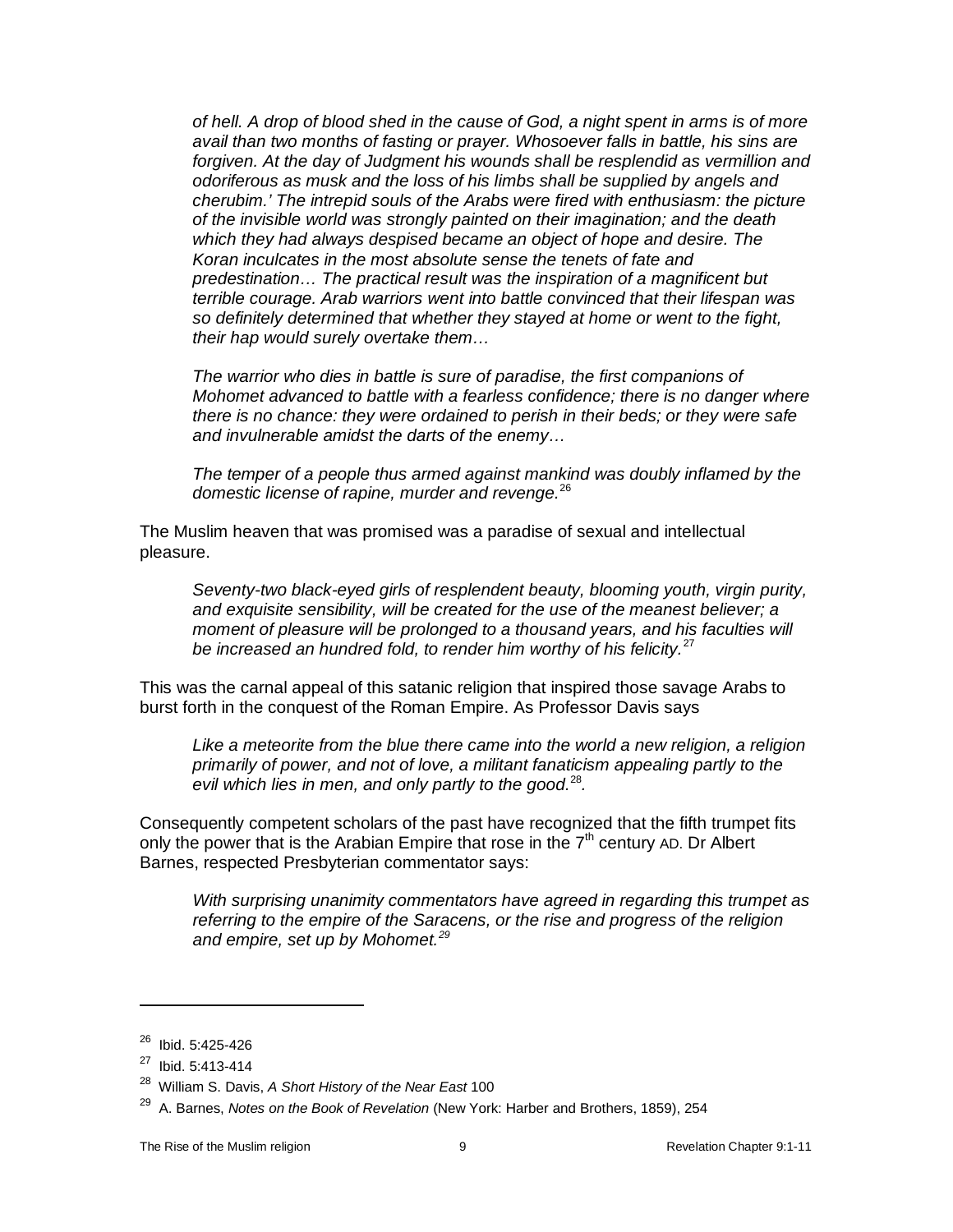> *of hell. A drop of blood shed in the cause of God, a night spent in arms is of more avail than two months of fasting or prayer. Whosoever falls in battle, his sins are forgiven. At the day of Judgment his wounds shall be resplendid as vermillion and odoriferous as musk and the loss of his limbs shall be supplied by angels and cherubim.' The intrepid souls of the Arabs were fired with enthusiasm: the picture of the invisible world was strongly painted on their imagination; and the death which they had always despised became an object of hope and desire. The Koran inculcates in the most absolute sense the tenets of fate and predestination… The practical result was the inspiration of a magnificent but terrible courage. Arab warriors went into battle convinced that their lifespan was so definitely determined that whether they stayed at home or went to the fight, their hap would surely overtake them…*
>
> *The warrior who dies in battle is sure of paradise, the first companions of Mohomet advanced to battle with a fearless confidence; there is no danger where there is no chance: they were ordained to perish in their beds; or they were safe and invulnerable amidst the darts of the enemy…*
>
> *The temper of a people thus armed against mankind was doubly inflamed by the domestic license of rapine, murder and revenge.*[26]

The Muslim heaven that was promised was a paradise of sexual and intellectual pleasure.

> *Seventy-two black-eyed girls of resplendent beauty, blooming youth, virgin purity, and exquisite sensibility, will be created for the use of the meanest believer; a moment of pleasure will be prolonged to a thousand years, and his faculties will be increased an hundred fold, to render him worthy of his felicity.*[27]

This was the carnal appeal of this satanic religion that inspired those savage Arabs to burst forth in the conquest of the Roman Empire. As Professor Davis says

> *Like a meteorite from the blue there came into the world a new religion, a religion primarily of power, and not of love, a militant fanaticism appealing partly to the evil which lies in men, and only partly to the good.*[28]*.*

Consequently competent scholars of the past have recognized that the fifth trumpet fits only the power that is the Arabian Empire that rose in the 7th century AD. Dr Albert Barnes, respected Presbyterian commentator says:

> *With surprising unanimity commentators have agreed in regarding this trumpet as referring to the empire of the Saracens, or the rise and progress of the religion and empire, set up by Mohomet.*[29]

---

[26] Ibid. 5:425-426

[27] Ibid. 5:413-414

[28] William S. Davis, *A Short History of the Near East* 100

[29] A. Barnes, *Notes on the Book of Revelation* (New York: Harber and Brothers, 1859), 254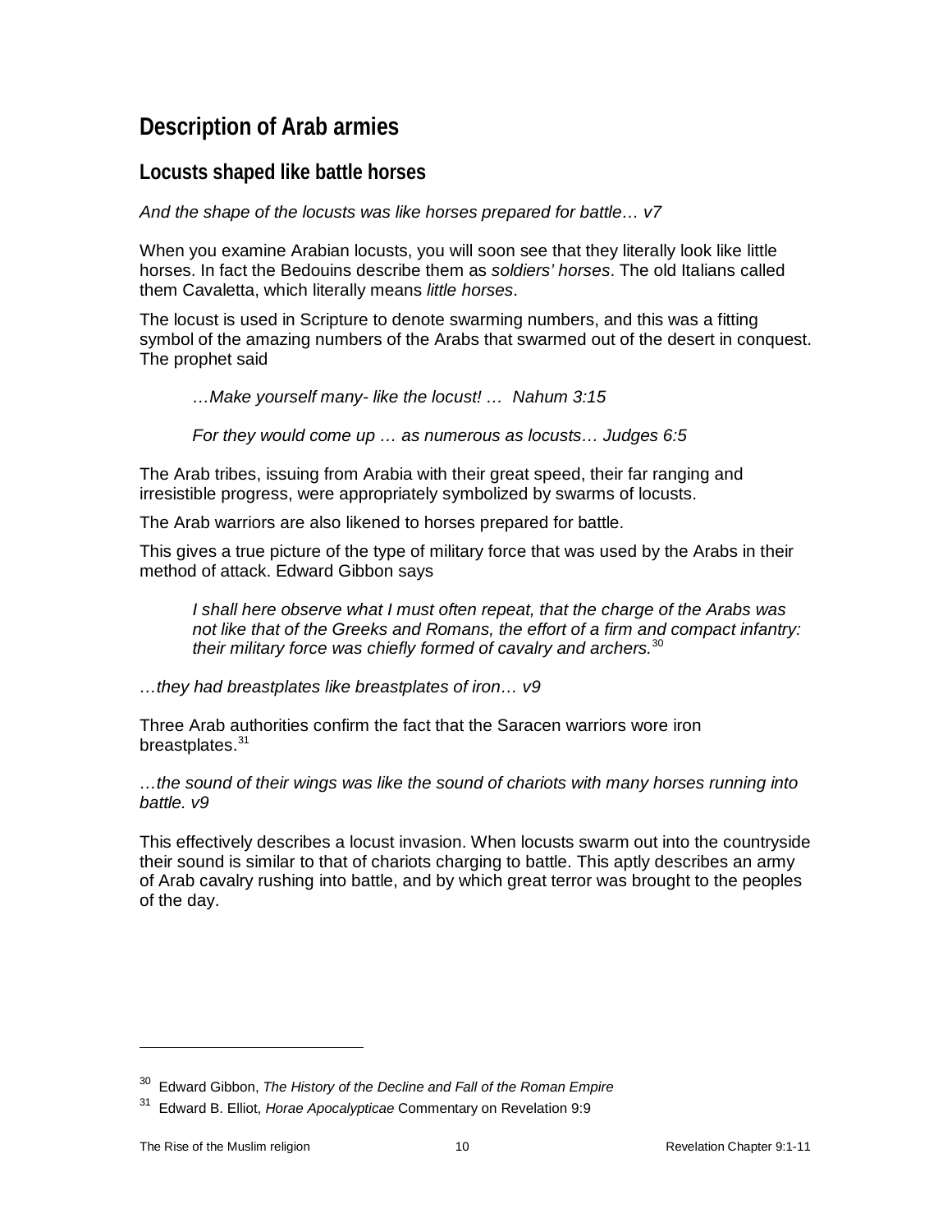## Description of Arab armies

### Locusts shaped like battle horses

*And the shape of the locusts was like horses prepared for battle… v7*

When you examine Arabian locusts, you will soon see that they literally look like little horses. In fact the Bedouins describe them as *soldiers' horses*. The old Italians called them Cavaletta, which literally means *little horses*.

The locust is used in Scripture to denote swarming numbers, and this was a fitting symbol of the amazing numbers of the Arabs that swarmed out of the desert in conquest. The prophet said

> *…Make yourself many- like the locust! … Nahum 3:15*
>
> *For they would come up … as numerous as locusts… Judges 6:5*

The Arab tribes, issuing from Arabia with their great speed, their far ranging and irresistible progress, were appropriately symbolized by swarms of locusts.

The Arab warriors are also likened to horses prepared for battle.

This gives a true picture of the type of military force that was used by the Arabs in their method of attack. Edward Gibbon says

> *I shall here observe what I must often repeat, that the charge of the Arabs was not like that of the Greeks and Romans, the effort of a firm and compact infantry: their military force was chiefly formed of cavalry and archers.*[30]

*…they had breastplates like breastplates of iron… v9*

Three Arab authorities confirm the fact that the Saracen warriors wore iron breastplates.[31]

*…the sound of their wings was like the sound of chariots with many horses running into battle. v9*

This effectively describes a locust invasion. When locusts swarm out into the countryside their sound is similar to that of chariots charging to battle. This aptly describes an army of Arab cavalry rushing into battle, and by which great terror was brought to the peoples of the day.

---

[30] Edward Gibbon, *The History of the Decline and Fall of the Roman Empire*

[31] Edward B. Elliot, *Horae Apocalypticae* Commentary on Revelation 9:9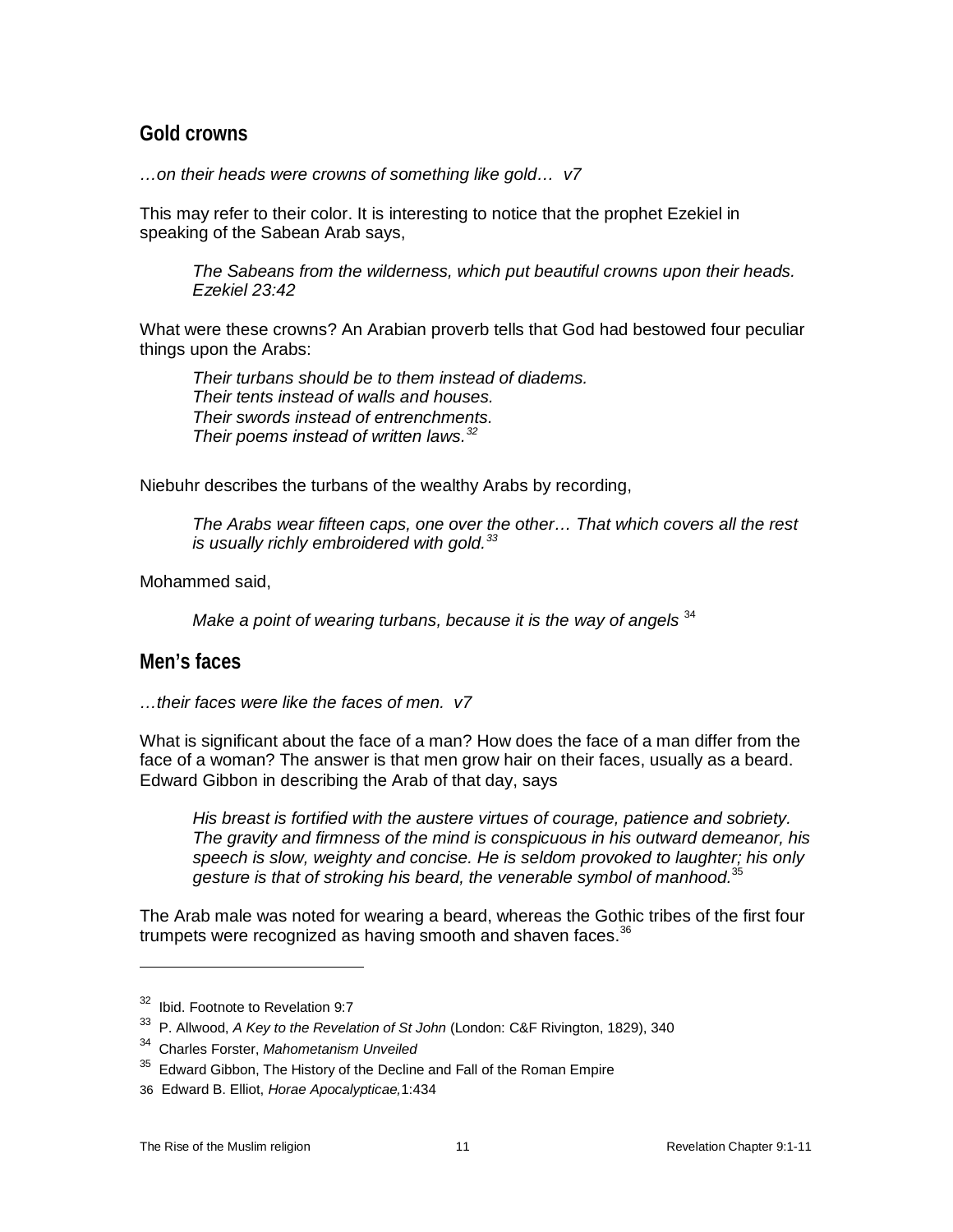## Gold crowns

*…on their heads were crowns of something like gold… v7*

This may refer to their color. It is interesting to notice that the prophet Ezekiel in speaking of the Sabean Arab says,

> *The Sabeans from the wilderness, which put beautiful crowns upon their heads. Ezekiel 23:42*

What were these crowns? An Arabian proverb tells that God had bestowed four peculiar things upon the Arabs:

> *Their turbans should be to them instead of diadems.*
> *Their tents instead of walls and houses.*
> *Their swords instead of entrenchments.*
> *Their poems instead of written laws.*[32]

Niebuhr describes the turbans of the wealthy Arabs by recording,

> *The Arabs wear fifteen caps, one over the other… That which covers all the rest is usually richly embroidered with gold.*[33]

Mohammed said,

> *Make a point of wearing turbans, because it is the way of angels* [34]

## Men's faces

*…their faces were like the faces of men. v7*

What is significant about the face of a man? How does the face of a man differ from the face of a woman? The answer is that men grow hair on their faces, usually as a beard. Edward Gibbon in describing the Arab of that day, says

> *His breast is fortified with the austere virtues of courage, patience and sobriety. The gravity and firmness of the mind is conspicuous in his outward demeanor, his speech is slow, weighty and concise. He is seldom provoked to laughter; his only gesture is that of stroking his beard, the venerable symbol of manhood.*[35]

The Arab male was noted for wearing a beard, whereas the Gothic tribes of the first four trumpets were recognized as having smooth and shaven faces.[36]

---

[32] Ibid. Footnote to Revelation 9:7

[33] P. Allwood, *A Key to the Revelation of St John* (London: C&F Rivington, 1829), 340

[34] Charles Forster, *Mahometanism Unveiled*

[35] Edward Gibbon, The History of the Decline and Fall of the Roman Empire

[36] Edward B. Elliot, *Horae Apocalypticae,*1:434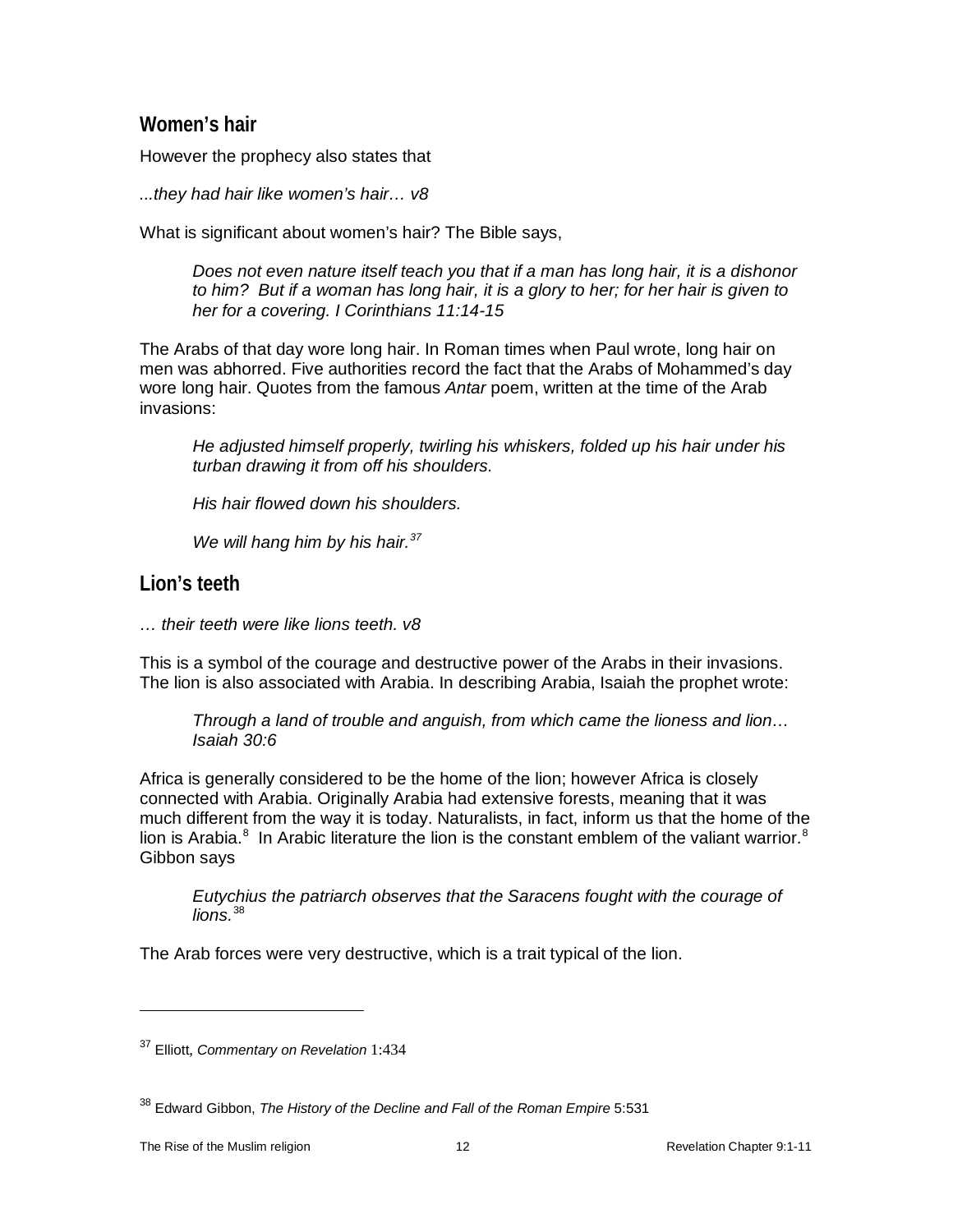## Women's hair

However the prophecy also states that

*...they had hair like women's hair… v8*

What is significant about women's hair? The Bible says,

> *Does not even nature itself teach you that if a man has long hair, it is a dishonor to him? But if a woman has long hair, it is a glory to her; for her hair is given to her for a covering. I Corinthians 11:14-15*

The Arabs of that day wore long hair. In Roman times when Paul wrote, long hair on men was abhorred. Five authorities record the fact that the Arabs of Mohammed's day wore long hair. Quotes from the famous *Antar* poem, written at the time of the Arab invasions:

> *He adjusted himself properly, twirling his whiskers, folded up his hair under his turban drawing it from off his shoulders.*
>
> *His hair flowed down his shoulders.*
>
> *We will hang him by his hair.*[37]

## Lion's teeth

*… their teeth were like lions teeth. v8*

This is a symbol of the courage and destructive power of the Arabs in their invasions. The lion is also associated with Arabia. In describing Arabia, Isaiah the prophet wrote:

> *Through a land of trouble and anguish, from which came the lioness and lion… Isaiah 30:6*

Africa is generally considered to be the home of the lion; however Africa is closely connected with Arabia. Originally Arabia had extensive forests, meaning that it was much different from the way it is today. Naturalists, in fact, inform us that the home of the lion is Arabia.[8] In Arabic literature the lion is the constant emblem of the valiant warrior.[8] Gibbon says

> *Eutychius the patriarch observes that the Saracens fought with the courage of lions.*[38]

The Arab forces were very destructive, which is a trait typical of the lion.

---

[37] Elliott, *Commentary on Revelation* 1:434

[38] Edward Gibbon, *The History of the Decline and Fall of the Roman Empire* 5:531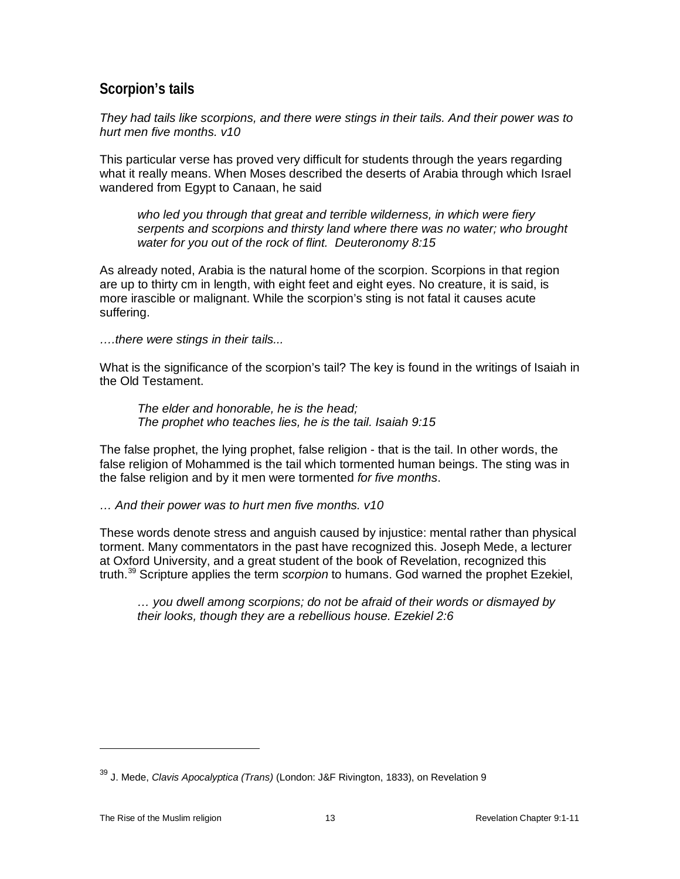## Scorpion's tails

*They had tails like scorpions, and there were stings in their tails. And their power was to hurt men five months. v10*

This particular verse has proved very difficult for students through the years regarding what it really means. When Moses described the deserts of Arabia through which Israel wandered from Egypt to Canaan, he said

> *who led you through that great and terrible wilderness, in which were fiery serpents and scorpions and thirsty land where there was no water; who brought water for you out of the rock of flint. Deuteronomy 8:15*

As already noted, Arabia is the natural home of the scorpion. Scorpions in that region are up to thirty cm in length, with eight feet and eight eyes. No creature, it is said, is more irascible or malignant. While the scorpion's sting is not fatal it causes acute suffering.

*….there were stings in their tails...*

What is the significance of the scorpion's tail? The key is found in the writings of Isaiah in the Old Testament.

> *The elder and honorable, he is the head;*
> *The prophet who teaches lies, he is the tail. Isaiah 9:15*

The false prophet, the lying prophet, false religion - that is the tail. In other words, the false religion of Mohammed is the tail which tormented human beings. The sting was in the false religion and by it men were tormented *for five months*.

*… And their power was to hurt men five months. v10*

These words denote stress and anguish caused by injustice: mental rather than physical torment. Many commentators in the past have recognized this. Joseph Mede, a lecturer at Oxford University, and a great student of the book of Revelation, recognized this truth.[39] Scripture applies the term *scorpion* to humans. God warned the prophet Ezekiel,

> *… you dwell among scorpions; do not be afraid of their words or dismayed by their looks, though they are a rebellious house. Ezekiel 2:6*

---

[39] J. Mede, *Clavis Apocalyptica (Trans)* (London: J&F Rivington, 1833), on Revelation 9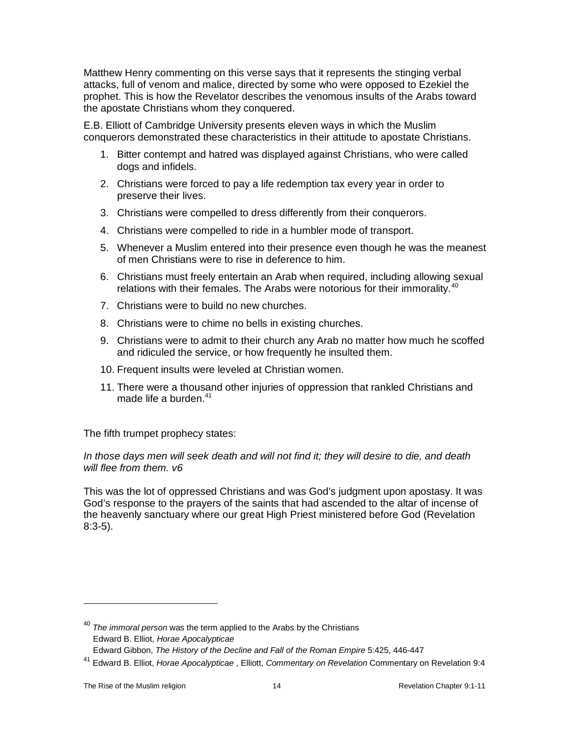Matthew Henry commenting on this verse says that it represents the stinging verbal attacks, full of venom and malice, directed by some who were opposed to Ezekiel the prophet. This is how the Revelator describes the venomous insults of the Arabs toward the apostate Christians whom they conquered.

E.B. Elliott of Cambridge University presents eleven ways in which the Muslim conquerors demonstrated these characteristics in their attitude to apostate Christians.

1. Bitter contempt and hatred was displayed against Christians, who were called dogs and infidels.
2. Christians were forced to pay a life redemption tax every year in order to preserve their lives.
3. Christians were compelled to dress differently from their conquerors.
4. Christians were compelled to ride in a humbler mode of transport.
5. Whenever a Muslim entered into their presence even though he was the meanest of men Christians were to rise in deference to him.
6. Christians must freely entertain an Arab when required, including allowing sexual relations with their females. The Arabs were notorious for their immorality.[40]
7. Christians were to build no new churches.
8. Christians were to chime no bells in existing churches.
9. Christians were to admit to their church any Arab no matter how much he scoffed and ridiculed the service, or how frequently he insulted them.
10. Frequent insults were leveled at Christian women.
11. There were a thousand other injuries of oppression that rankled Christians and made life a burden.[41]

The fifth trumpet prophecy states:

*In those days men will seek death and will not find it; they will desire to die, and death will flee from them. v6*

This was the lot of oppressed Christians and was God's judgment upon apostasy. It was God's response to the prayers of the saints that had ascended to the altar of incense of the heavenly sanctuary where our great High Priest ministered before God (Revelation 8:3-5).

---

[40] *The immoral person* was the term applied to the Arabs by the Christians
Edward B. Elliot, *Horae Apocalypticae*
Edward Gibbon, *The History of the Decline and Fall of the Roman Empire* 5:425, 446-447

[41] Edward B. Elliot, *Horae Apocalypticae* , Elliott, *Commentary on Revelation* Commentary on Revelation 9:4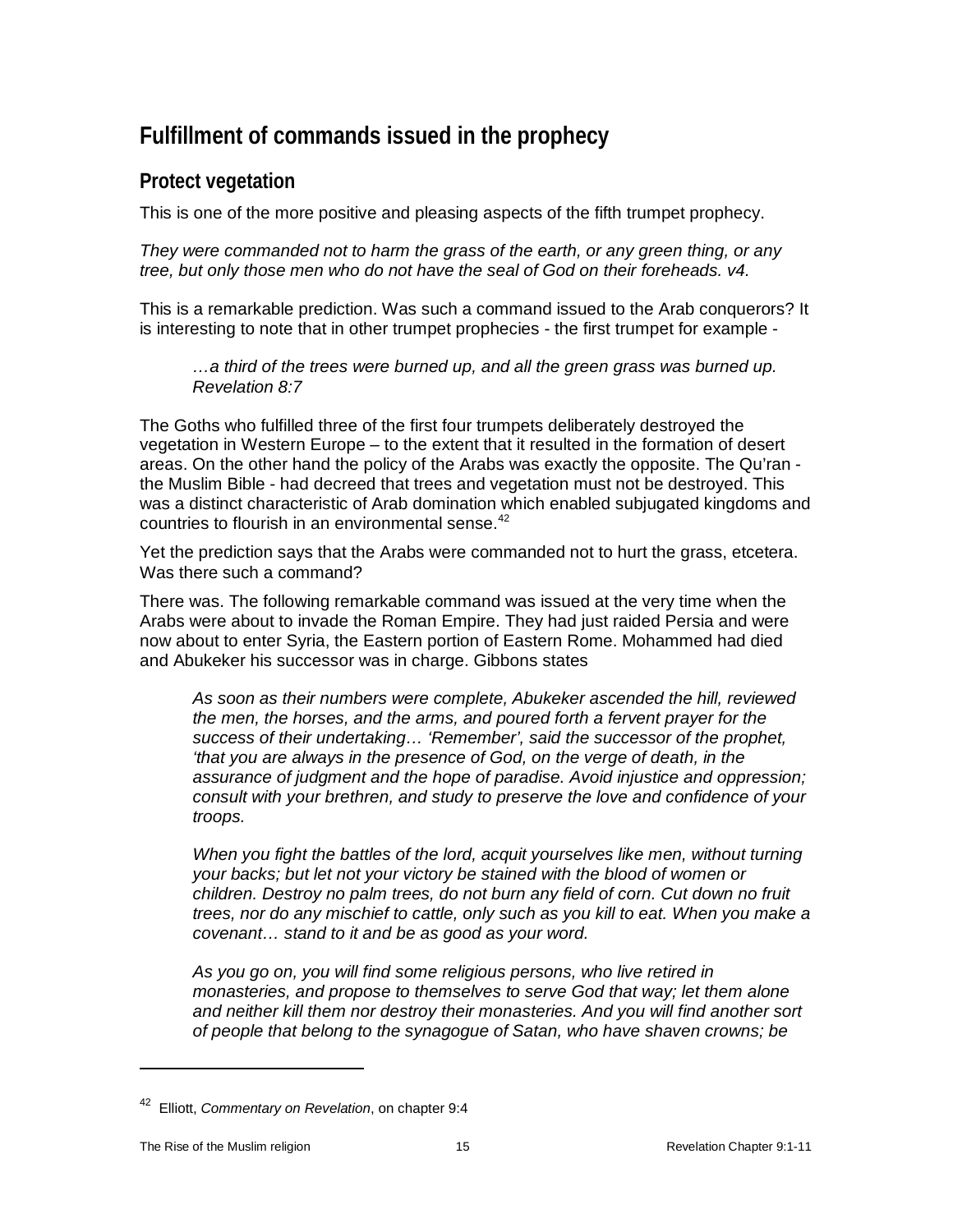## Fulfillment of commands issued in the prophecy

### Protect vegetation

This is one of the more positive and pleasing aspects of the fifth trumpet prophecy.

*They were commanded not to harm the grass of the earth, or any green thing, or any tree, but only those men who do not have the seal of God on their foreheads. v4.*

This is a remarkable prediction. Was such a command issued to the Arab conquerors? It is interesting to note that in other trumpet prophecies - the first trumpet for example -

> *…a third of the trees were burned up, and all the green grass was burned up. Revelation 8:7*

The Goths who fulfilled three of the first four trumpets deliberately destroyed the vegetation in Western Europe – to the extent that it resulted in the formation of desert areas. On the other hand the policy of the Arabs was exactly the opposite. The Qu'ran - the Muslim Bible - had decreed that trees and vegetation must not be destroyed. This was a distinct characteristic of Arab domination which enabled subjugated kingdoms and countries to flourish in an environmental sense.[42]

Yet the prediction says that the Arabs were commanded not to hurt the grass, etcetera. Was there such a command?

There was. The following remarkable command was issued at the very time when the Arabs were about to invade the Roman Empire. They had just raided Persia and were now about to enter Syria, the Eastern portion of Eastern Rome. Mohammed had died and Abukeker his successor was in charge. Gibbons states

> *As soon as their numbers were complete, Abukeker ascended the hill, reviewed the men, the horses, and the arms, and poured forth a fervent prayer for the success of their undertaking… 'Remember', said the successor of the prophet, 'that you are always in the presence of God, on the verge of death, in the assurance of judgment and the hope of paradise. Avoid injustice and oppression; consult with your brethren, and study to preserve the love and confidence of your troops.*
>
> *When you fight the battles of the lord, acquit yourselves like men, without turning your backs; but let not your victory be stained with the blood of women or children. Destroy no palm trees, do not burn any field of corn. Cut down no fruit trees, nor do any mischief to cattle, only such as you kill to eat. When you make a covenant… stand to it and be as good as your word.*
>
> *As you go on, you will find some religious persons, who live retired in monasteries, and propose to themselves to serve God that way; let them alone and neither kill them nor destroy their monasteries. And you will find another sort of people that belong to the synagogue of Satan, who have shaven crowns; be*

---

[42] Elliott, *Commentary on Revelation*, on chapter 9:4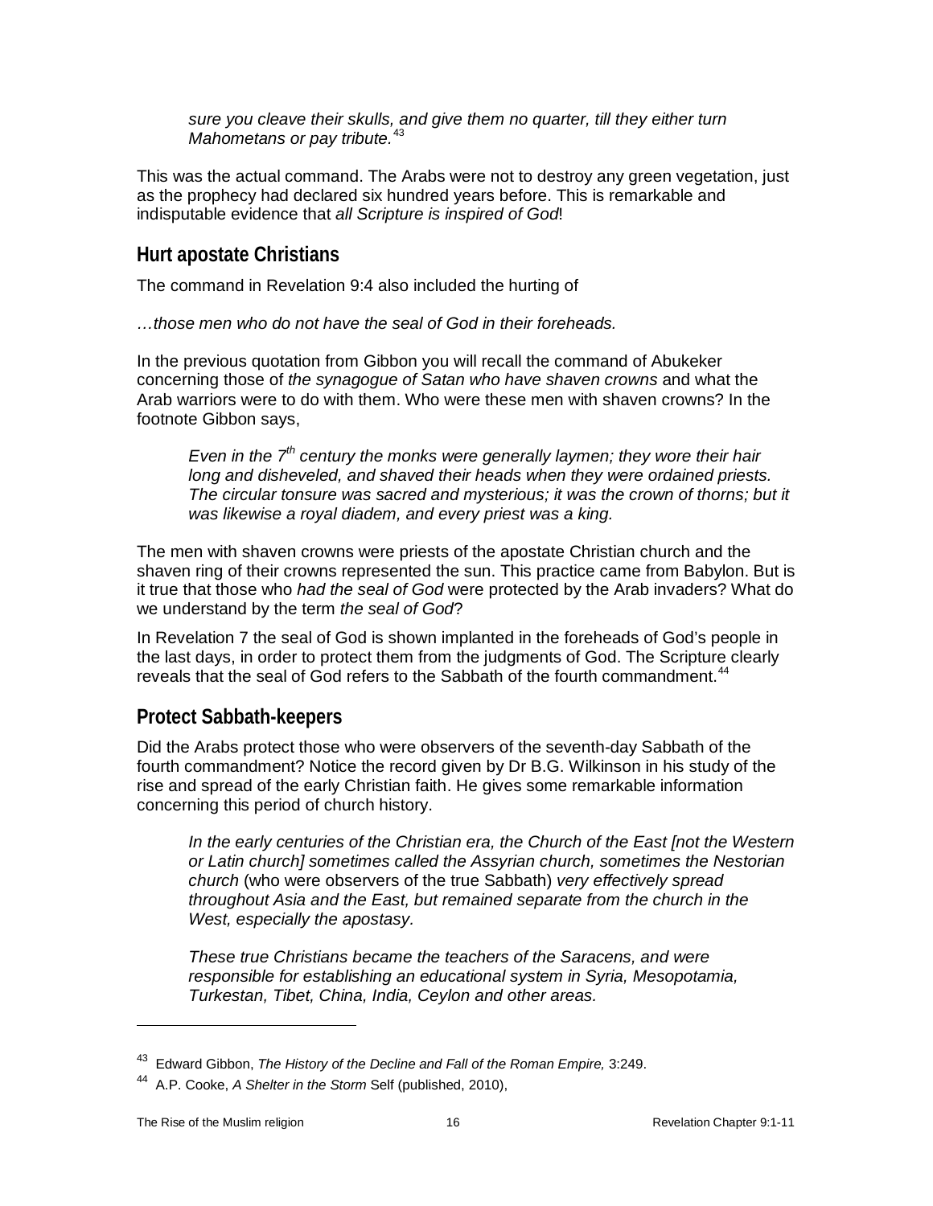> *sure you cleave their skulls, and give them no quarter, till they either turn Mahometans or pay tribute.*[43]

This was the actual command. The Arabs were not to destroy any green vegetation, just as the prophecy had declared six hundred years before. This is remarkable and indisputable evidence that *all Scripture is inspired of God*!

## Hurt apostate Christians

The command in Revelation 9:4 also included the hurting of

*…those men who do not have the seal of God in their foreheads.*

In the previous quotation from Gibbon you will recall the command of Abukeker concerning those of *the synagogue of Satan who have shaven crowns* and what the Arab warriors were to do with them. Who were these men with shaven crowns? In the footnote Gibbon says,

> *Even in the 7th century the monks were generally laymen; they wore their hair long and disheveled, and shaved their heads when they were ordained priests. The circular tonsure was sacred and mysterious; it was the crown of thorns; but it was likewise a royal diadem, and every priest was a king.*

The men with shaven crowns were priests of the apostate Christian church and the shaven ring of their crowns represented the sun. This practice came from Babylon. But is it true that those who *had the seal of God* were protected by the Arab invaders? What do we understand by the term *the seal of God*?

In Revelation 7 the seal of God is shown implanted in the foreheads of God's people in the last days, in order to protect them from the judgments of God. The Scripture clearly reveals that the seal of God refers to the Sabbath of the fourth commandment.[44]

## Protect Sabbath-keepers

Did the Arabs protect those who were observers of the seventh-day Sabbath of the fourth commandment? Notice the record given by Dr B.G. Wilkinson in his study of the rise and spread of the early Christian faith. He gives some remarkable information concerning this period of church history.

> *In the early centuries of the Christian era, the Church of the East [not the Western or Latin church] sometimes called the Assyrian church, sometimes the Nestorian church* (who were observers of the true Sabbath) *very effectively spread throughout Asia and the East, but remained separate from the church in the West, especially the apostasy.*
>
> *These true Christians became the teachers of the Saracens, and were responsible for establishing an educational system in Syria, Mesopotamia, Turkestan, Tibet, China, India, Ceylon and other areas.*

---

[43] Edward Gibbon, *The History of the Decline and Fall of the Roman Empire,* 3:249.

[44] A.P. Cooke, *A Shelter in the Storm* Self (published, 2010),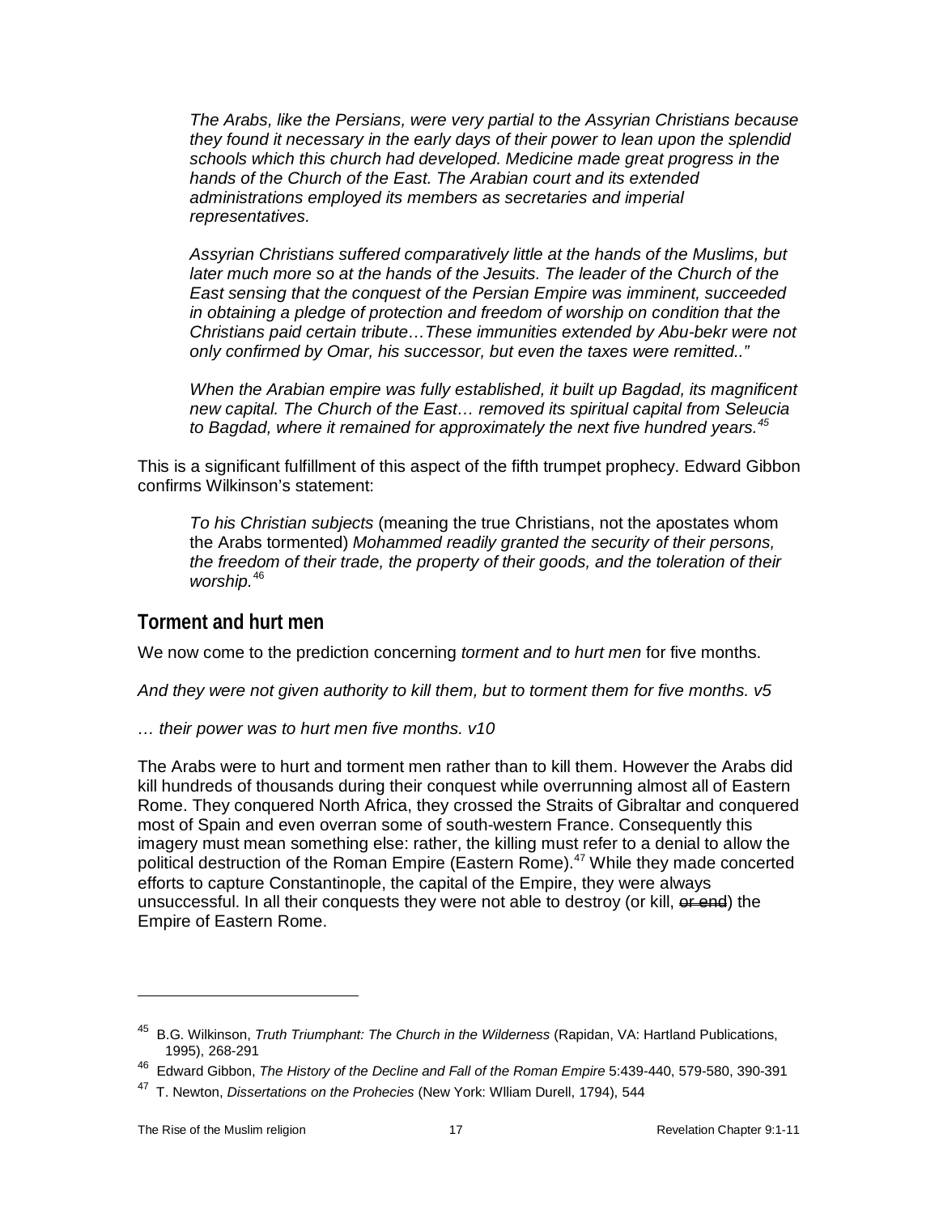*The Arabs, like the Persians, were very partial to the Assyrian Christians because they found it necessary in the early days of their power to lean upon the splendid schools which this church had developed. Medicine made great progress in the hands of the Church of the East. The Arabian court and its extended administrations employed its members as secretaries and imperial representatives.*

*Assyrian Christians suffered comparatively little at the hands of the Muslims, but later much more so at the hands of the Jesuits. The leader of the Church of the East sensing that the conquest of the Persian Empire was imminent, succeeded in obtaining a pledge of protection and freedom of worship on condition that the Christians paid certain tribute…These immunities extended by Abu-bekr were not only confirmed by Omar, his successor, but even the taxes were remitted.."*

*When the Arabian empire was fully established, it built up Bagdad, its magnificent new capital. The Church of the East… removed its spiritual capital from Seleucia to Bagdad, where it remained for approximately the next five hundred years.*[45]

This is a significant fulfillment of this aspect of the fifth trumpet prophecy. Edward Gibbon confirms Wilkinson's statement:

*To his Christian subjects* (meaning the true Christians, not the apostates whom the Arabs tormented) *Mohammed readily granted the security of their persons, the freedom of their trade, the property of their goods, and the toleration of their worship.*[46]

## Torment and hurt men

We now come to the prediction concerning *torment and to hurt men* for five months.

*And they were not given authority to kill them, but to torment them for five months. v5*

*… their power was to hurt men five months. v10*

The Arabs were to hurt and torment men rather than to kill them. However the Arabs did kill hundreds of thousands during their conquest while overrunning almost all of Eastern Rome. They conquered North Africa, they crossed the Straits of Gibraltar and conquered most of Spain and even overran some of south-western France. Consequently this imagery must mean something else: rather, the killing must refer to a denial to allow the political destruction of the Roman Empire (Eastern Rome).[47] While they made concerted efforts to capture Constantinople, the capital of the Empire, they were always unsuccessful. In all their conquests they were not able to destroy (or kill, ~~or end~~) the Empire of Eastern Rome.

---

[45] B.G. Wilkinson, *Truth Triumphant: The Church in the Wilderness* (Rapidan, VA: Hartland Publications, 1995), 268-291

[46] Edward Gibbon, *The History of the Decline and Fall of the Roman Empire* 5:439-440, 579-580, 390-391

[47] T. Newton, *Dissertations on the Prohecies* (New York: Wlliam Durell, 1794), 544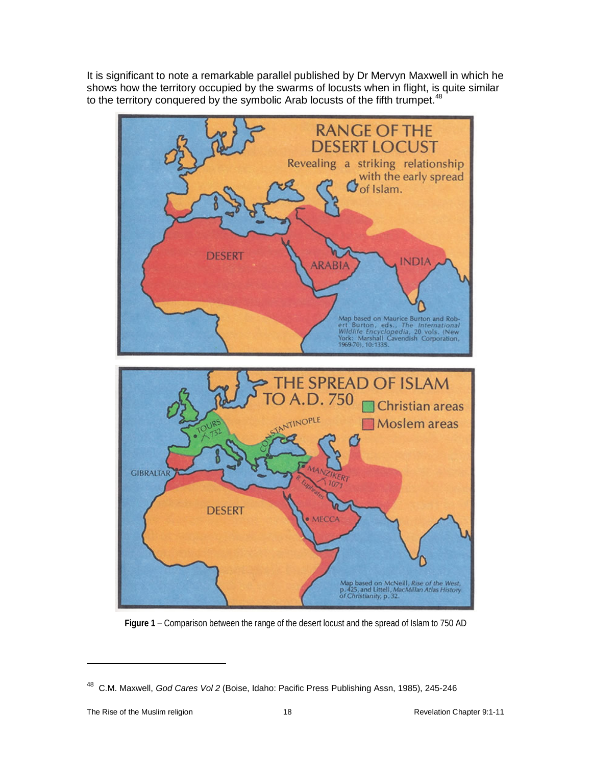It is significant to note a remarkable parallel published by Dr Mervyn Maxwell in which he shows how the territory occupied by the swarms of locusts when in flight, is quite similar to the territory conquered by the symbolic Arab locusts of the fifth trumpet.[48]

**Figure 1** – Comparison between the range of the desert locust and the spread of Islam to 750 AD

[48] C.M. Maxwell, *God Cares Vol 2* (Boise, Idaho: Pacific Press Publishing Assn, 1985), 245-246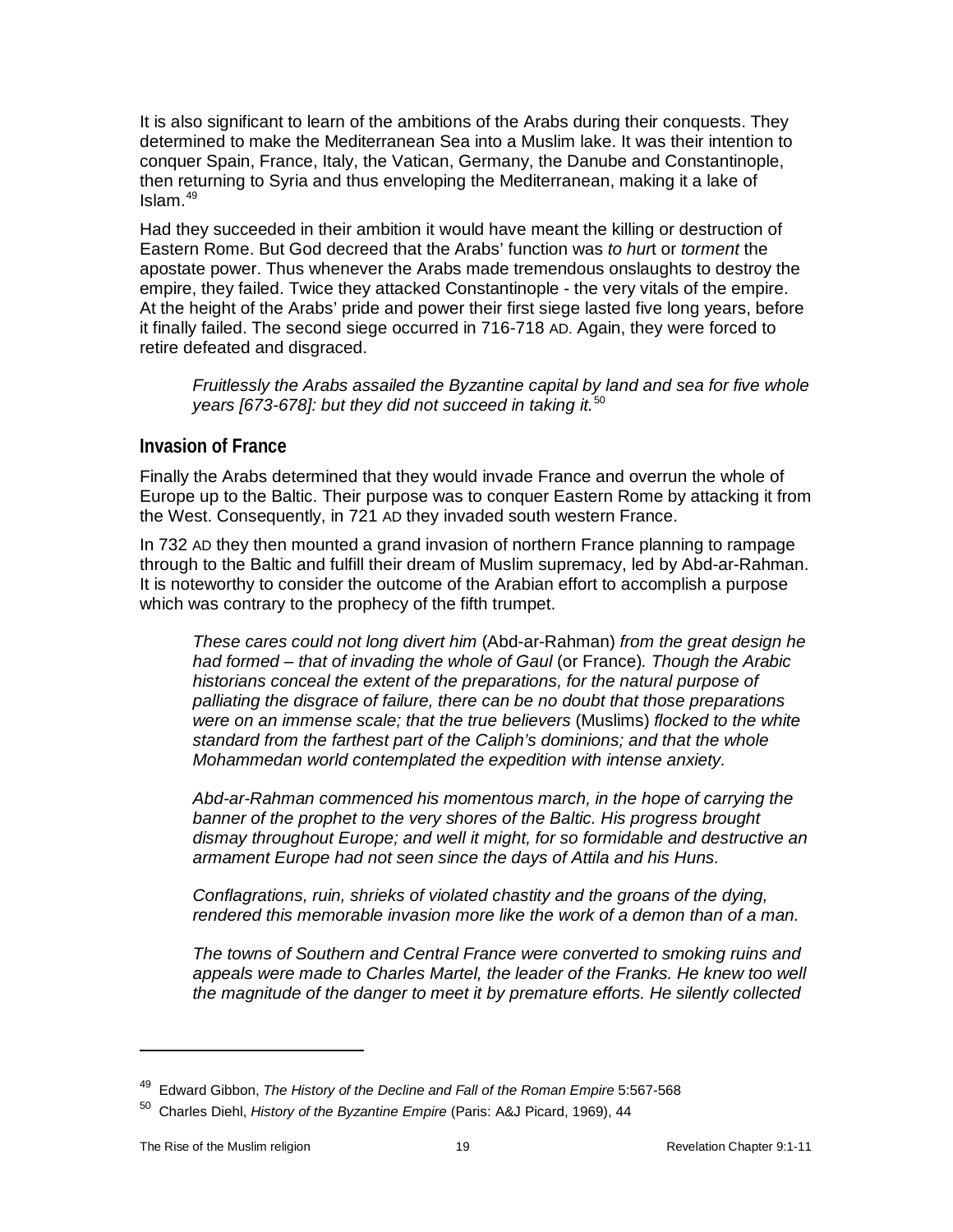It is also significant to learn of the ambitions of the Arabs during their conquests. They determined to make the Mediterranean Sea into a Muslim lake. It was their intention to conquer Spain, France, Italy, the Vatican, Germany, the Danube and Constantinople, then returning to Syria and thus enveloping the Mediterranean, making it a lake of Islam.[49]

Had they succeeded in their ambition it would have meant the killing or destruction of Eastern Rome. But God decreed that the Arabs' function was *to hurt* or *torment* the apostate power. Thus whenever the Arabs made tremendous onslaughts to destroy the empire, they failed. Twice they attacked Constantinople - the very vitals of the empire. At the height of the Arabs' pride and power their first siege lasted five long years, before it finally failed. The second siege occurred in 716-718 AD. Again, they were forced to retire defeated and disgraced.

> *Fruitlessly the Arabs assailed the Byzantine capital by land and sea for five whole years [673-678]: but they did not succeed in taking it.*[50]

## Invasion of France

Finally the Arabs determined that they would invade France and overrun the whole of Europe up to the Baltic. Their purpose was to conquer Eastern Rome by attacking it from the West. Consequently, in 721 AD they invaded south western France.

In 732 AD they then mounted a grand invasion of northern France planning to rampage through to the Baltic and fulfill their dream of Muslim supremacy, led by Abd-ar-Rahman. It is noteworthy to consider the outcome of the Arabian effort to accomplish a purpose which was contrary to the prophecy of the fifth trumpet.

> *These cares could not long divert him* (Abd-ar-Rahman) *from the great design he had formed – that of invading the whole of Gaul* (or France)*. Though the Arabic historians conceal the extent of the preparations, for the natural purpose of palliating the disgrace of failure, there can be no doubt that those preparations were on an immense scale; that the true believers* (Muslims) *flocked to the white standard from the farthest part of the Caliph's dominions; and that the whole Mohammedan world contemplated the expedition with intense anxiety.*
>
> *Abd-ar-Rahman commenced his momentous march, in the hope of carrying the banner of the prophet to the very shores of the Baltic. His progress brought dismay throughout Europe; and well it might, for so formidable and destructive an armament Europe had not seen since the days of Attila and his Huns.*
>
> *Conflagrations, ruin, shrieks of violated chastity and the groans of the dying, rendered this memorable invasion more like the work of a demon than of a man.*
>
> *The towns of Southern and Central France were converted to smoking ruins and appeals were made to Charles Martel, the leader of the Franks. He knew too well the magnitude of the danger to meet it by premature efforts. He silently collected*

---

[49] Edward Gibbon, *The History of the Decline and Fall of the Roman Empire* 5:567-568

[50] Charles Diehl, *History of the Byzantine Empire* (Paris: A&J Picard, 1969), 44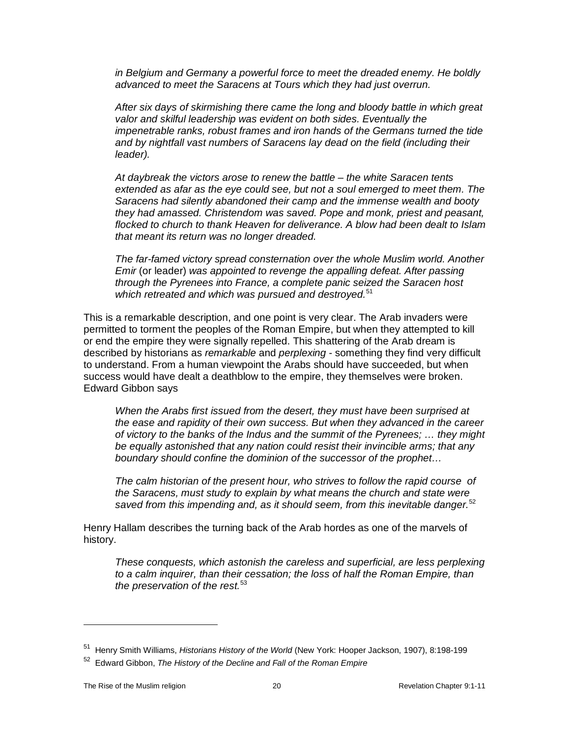> *in Belgium and Germany a powerful force to meet the dreaded enemy. He boldly advanced to meet the Saracens at Tours which they had just overrun.*
>
> *After six days of skirmishing there came the long and bloody battle in which great valor and skilful leadership was evident on both sides. Eventually the impenetrable ranks, robust frames and iron hands of the Germans turned the tide and by nightfall vast numbers of Saracens lay dead on the field (including their leader).*
>
> *At daybreak the victors arose to renew the battle – the white Saracen tents extended as afar as the eye could see, but not a soul emerged to meet them. The Saracens had silently abandoned their camp and the immense wealth and booty they had amassed. Christendom was saved. Pope and monk, priest and peasant, flocked to church to thank Heaven for deliverance. A blow had been dealt to Islam that meant its return was no longer dreaded.*
>
> *The far-famed victory spread consternation over the whole Muslim world. Another Emir* (or leader) *was appointed to revenge the appalling defeat. After passing through the Pyrenees into France, a complete panic seized the Saracen host which retreated and which was pursued and destroyed.*[51]

This is a remarkable description, and one point is very clear. The Arab invaders were permitted to torment the peoples of the Roman Empire, but when they attempted to kill or end the empire they were signally repelled. This shattering of the Arab dream is described by historians as *remarkable* and *perplexing* - something they find very difficult to understand. From a human viewpoint the Arabs should have succeeded, but when success would have dealt a deathblow to the empire, they themselves were broken. Edward Gibbon says

> *When the Arabs first issued from the desert, they must have been surprised at the ease and rapidity of their own success. But when they advanced in the career of victory to the banks of the Indus and the summit of the Pyrenees; … they might be equally astonished that any nation could resist their invincible arms; that any boundary should confine the dominion of the successor of the prophet…*
>
> *The calm historian of the present hour, who strives to follow the rapid course of the Saracens, must study to explain by what means the church and state were saved from this impending and, as it should seem, from this inevitable danger.*[52]

Henry Hallam describes the turning back of the Arab hordes as one of the marvels of history.

> *These conquests, which astonish the careless and superficial, are less perplexing to a calm inquirer, than their cessation; the loss of half the Roman Empire, than the preservation of the rest.*[53]

---

[51] Henry Smith Williams, *Historians History of the World* (New York: Hooper Jackson, 1907), 8:198-199

[52] Edward Gibbon, *The History of the Decline and Fall of the Roman Empire*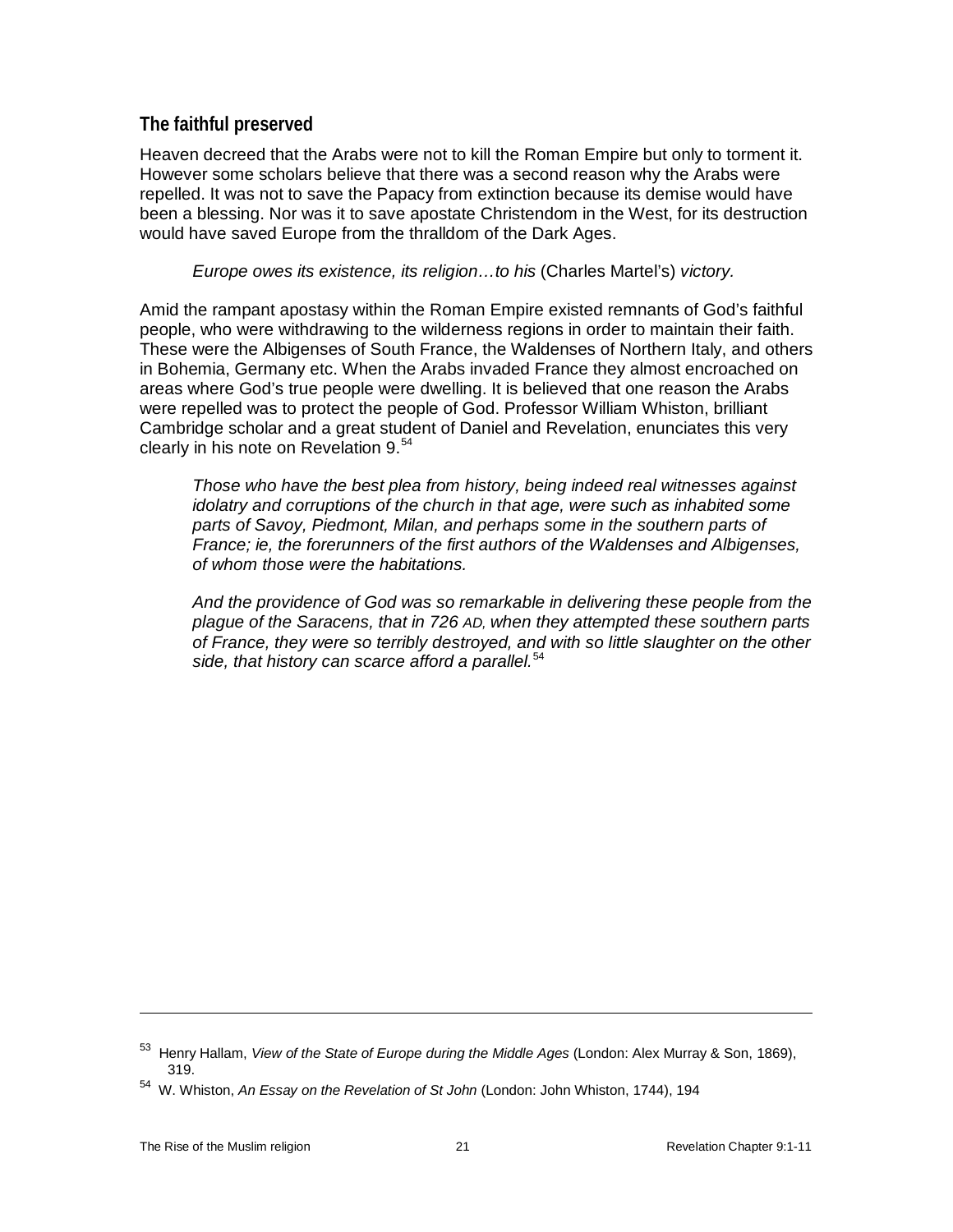## The faithful preserved

Heaven decreed that the Arabs were not to kill the Roman Empire but only to torment it. However some scholars believe that there was a second reason why the Arabs were repelled. It was not to save the Papacy from extinction because its demise would have been a blessing. Nor was it to save apostate Christendom in the West, for its destruction would have saved Europe from the thralldom of the Dark Ages.

> *Europe owes its existence, its religion…to his* (Charles Martel's) *victory.*

Amid the rampant apostasy within the Roman Empire existed remnants of God's faithful people, who were withdrawing to the wilderness regions in order to maintain their faith. These were the Albigenses of South France, the Waldenses of Northern Italy, and others in Bohemia, Germany etc. When the Arabs invaded France they almost encroached on areas where God's true people were dwelling. It is believed that one reason the Arabs were repelled was to protect the people of God. Professor William Whiston, brilliant Cambridge scholar and a great student of Daniel and Revelation, enunciates this very clearly in his note on Revelation 9.[54]

> *Those who have the best plea from history, being indeed real witnesses against idolatry and corruptions of the church in that age, were such as inhabited some parts of Savoy, Piedmont, Milan, and perhaps some in the southern parts of France; ie, the forerunners of the first authors of the Waldenses and Albigenses, of whom those were the habitations.*
>
> *And the providence of God was so remarkable in delivering these people from the plague of the Saracens, that in 726 AD, when they attempted these southern parts of France, they were so terribly destroyed, and with so little slaughter on the other side, that history can scarce afford a parallel.*[54]

---

[53] Henry Hallam, *View of the State of Europe during the Middle Ages* (London: Alex Murray & Son, 1869), 319.

[54] W. Whiston, *An Essay on the Revelation of St John* (London: John Whiston, 1744), 194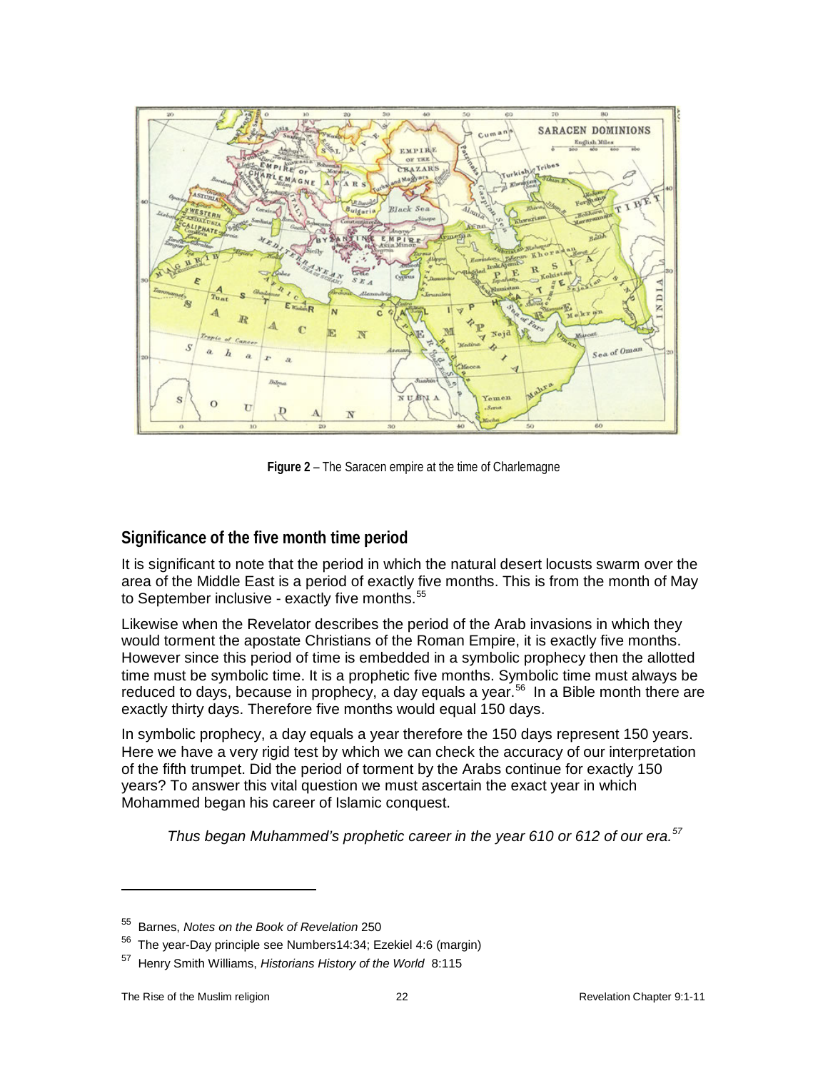**Figure 2** – The Saracen empire at the time of Charlemagne

## Significance of the five month time period

It is significant to note that the period in which the natural desert locusts swarm over the area of the Middle East is a period of exactly five months. This is from the month of May to September inclusive - exactly five months.[55]

Likewise when the Revelator describes the period of the Arab invasions in which they would torment the apostate Christians of the Roman Empire, it is exactly five months. However since this period of time is embedded in a symbolic prophecy then the allotted time must be symbolic time. It is a prophetic five months. Symbolic time must always be reduced to days, because in prophecy, a day equals a year.[56] In a Bible month there are exactly thirty days. Therefore five months would equal 150 days.

In symbolic prophecy, a day equals a year therefore the 150 days represent 150 years. Here we have a very rigid test by which we can check the accuracy of our interpretation of the fifth trumpet. Did the period of torment by the Arabs continue for exactly 150 years? To answer this vital question we must ascertain the exact year in which Mohammed began his career of Islamic conquest.

> *Thus began Muhammed's prophetic career in the year 610 or 612 of our era.*[57]

---

[55] Barnes, *Notes on the Book of Revelation* 250

[56] The year-Day principle see Numbers14:34; Ezekiel 4:6 (margin)

[57] Henry Smith Williams, *Historians History of the World* 8:115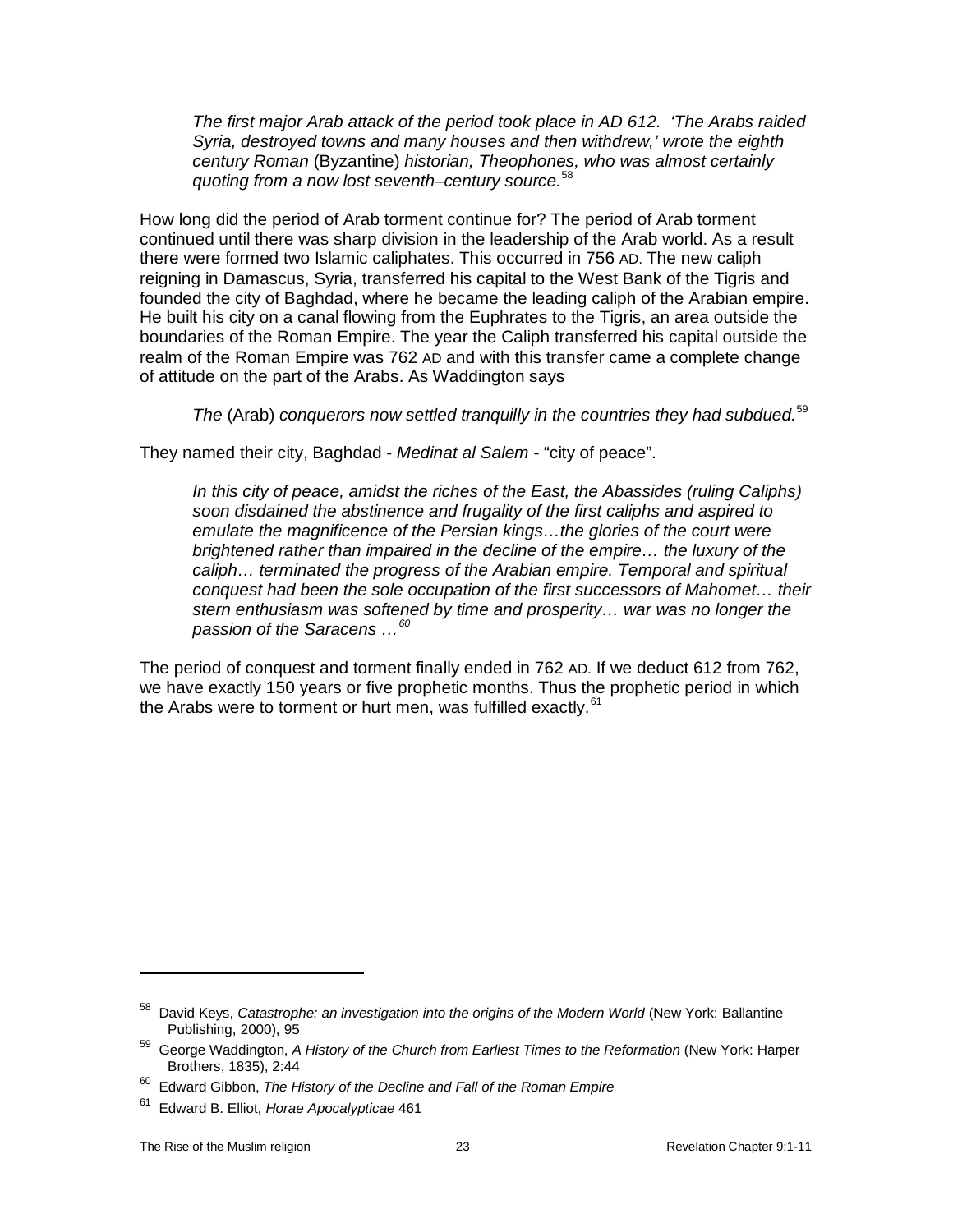> *The first major Arab attack of the period took place in AD 612. 'The Arabs raided Syria, destroyed towns and many houses and then withdrew,' wrote the eighth century Roman* (Byzantine) *historian, Theophones, who was almost certainly quoting from a now lost seventh–century source.*[58]

How long did the period of Arab torment continue for? The period of Arab torment continued until there was sharp division in the leadership of the Arab world. As a result there were formed two Islamic caliphates. This occurred in 756 AD. The new caliph reigning in Damascus, Syria, transferred his capital to the West Bank of the Tigris and founded the city of Baghdad, where he became the leading caliph of the Arabian empire. He built his city on a canal flowing from the Euphrates to the Tigris, an area outside the boundaries of the Roman Empire. The year the Caliph transferred his capital outside the realm of the Roman Empire was 762 AD and with this transfer came a complete change of attitude on the part of the Arabs. As Waddington says

> *The* (Arab) *conquerors now settled tranquilly in the countries they had subdued.*[59]

They named their city, Baghdad - *Medinat al Salem* - "city of peace".

> *In this city of peace, amidst the riches of the East, the Abassides (ruling Caliphs) soon disdained the abstinence and frugality of the first caliphs and aspired to emulate the magnificence of the Persian kings…the glories of the court were brightened rather than impaired in the decline of the empire… the luxury of the caliph… terminated the progress of the Arabian empire. Temporal and spiritual conquest had been the sole occupation of the first successors of Mahomet… their stern enthusiasm was softened by time and prosperity… war was no longer the passion of the Saracens …*[60]

The period of conquest and torment finally ended in 762 AD. If we deduct 612 from 762, we have exactly 150 years or five prophetic months. Thus the prophetic period in which the Arabs were to torment or hurt men, was fulfilled exactly.[61]

---

[58] David Keys, *Catastrophe: an investigation into the origins of the Modern World* (New York: Ballantine Publishing, 2000), 95

[59] George Waddington, *A History of the Church from Earliest Times to the Reformation* (New York: Harper Brothers, 1835), 2:44

[60] Edward Gibbon, *The History of the Decline and Fall of the Roman Empire*

[61] Edward B. Elliot, *Horae Apocalypticae* 461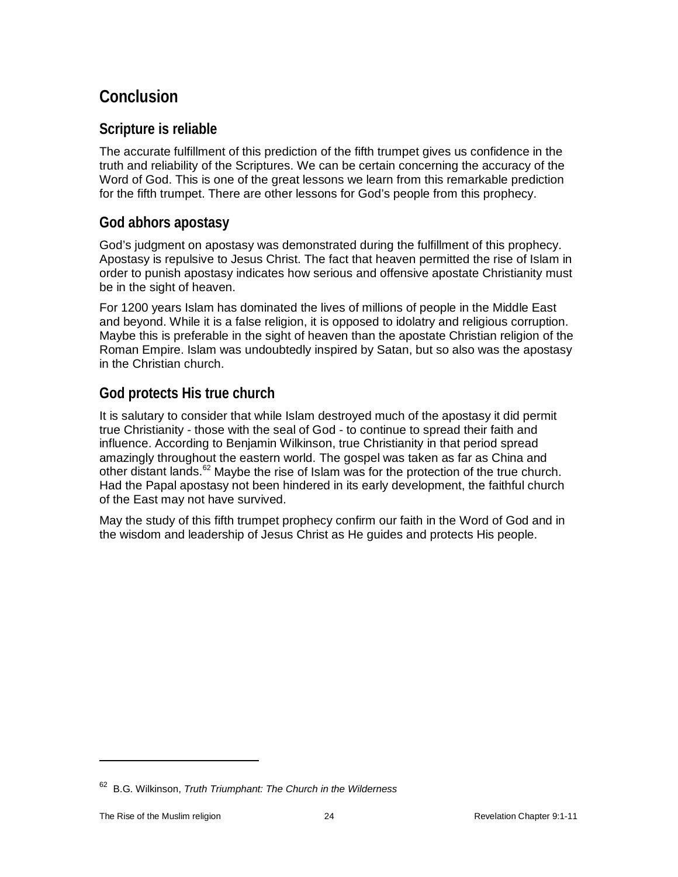# Conclusion

## Scripture is reliable

The accurate fulfillment of this prediction of the fifth trumpet gives us confidence in the truth and reliability of the Scriptures. We can be certain concerning the accuracy of the Word of God. This is one of the great lessons we learn from this remarkable prediction for the fifth trumpet. There are other lessons for God's people from this prophecy.

## God abhors apostasy

God's judgment on apostasy was demonstrated during the fulfillment of this prophecy. Apostasy is repulsive to Jesus Christ. The fact that heaven permitted the rise of Islam in order to punish apostasy indicates how serious and offensive apostate Christianity must be in the sight of heaven.

For 1200 years Islam has dominated the lives of millions of people in the Middle East and beyond. While it is a false religion, it is opposed to idolatry and religious corruption. Maybe this is preferable in the sight of heaven than the apostate Christian religion of the Roman Empire. Islam was undoubtedly inspired by Satan, but so also was the apostasy in the Christian church.

## God protects His true church

It is salutary to consider that while Islam destroyed much of the apostasy it did permit true Christianity - those with the seal of God - to continue to spread their faith and influence. According to Benjamin Wilkinson, true Christianity in that period spread amazingly throughout the eastern world. The gospel was taken as far as China and other distant lands.[62] Maybe the rise of Islam was for the protection of the true church. Had the Papal apostasy not been hindered in its early development, the faithful church of the East may not have survived.

May the study of this fifth trumpet prophecy confirm our faith in the Word of God and in the wisdom and leadership of Jesus Christ as He guides and protects His people.

---

[62] B.G. Wilkinson, *Truth Triumphant: The Church in the Wilderness*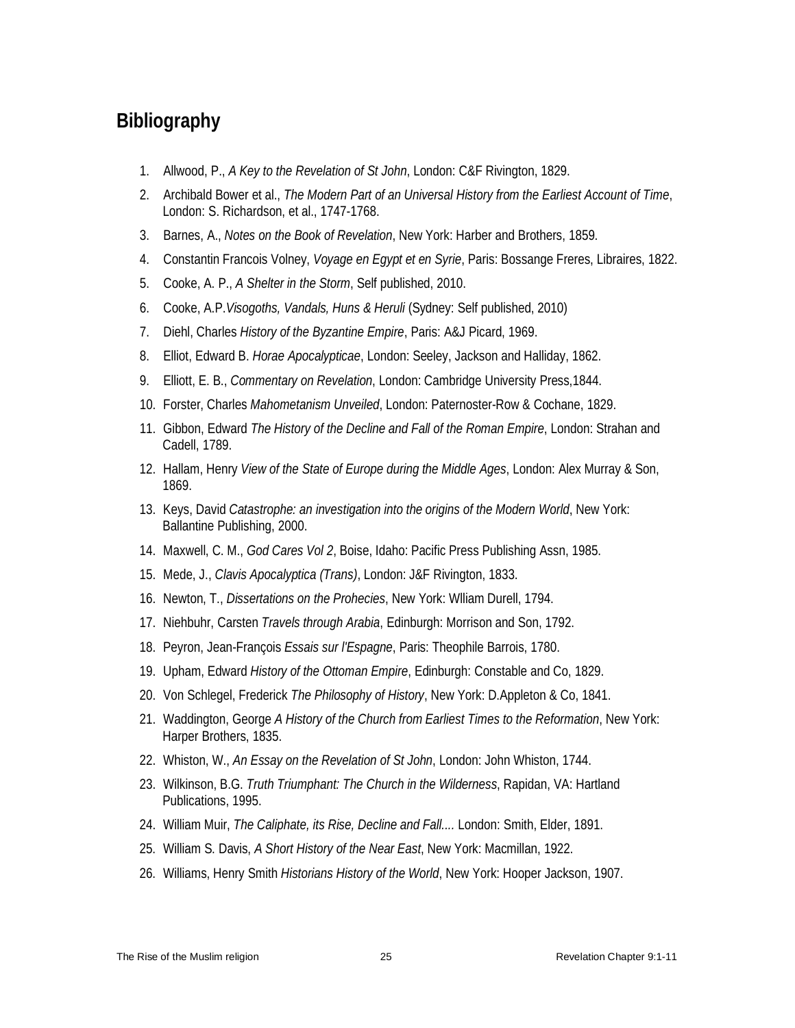# Bibliography

1. Allwood, P., *A Key to the Revelation of St John*, London: C&F Rivington, 1829.
2. Archibald Bower et al., *The Modern Part of an Universal History from the Earliest Account of Time*, London: S. Richardson, et al., 1747-1768.
3. Barnes, A., *Notes on the Book of Revelation*, New York: Harber and Brothers, 1859.
4. Constantin Francois Volney, *Voyage en Egypt et en Syrie*, Paris: Bossange Freres, Libraires, 1822.
5. Cooke, A. P., *A Shelter in the Storm*, Self published, 2010.
6. Cooke, A.P.*Visogoths, Vandals, Huns & Heruli* (Sydney: Self published, 2010)
7. Diehl, Charles *History of the Byzantine Empire*, Paris: A&J Picard, 1969.
8. Elliot, Edward B. *Horae Apocalypticae*, London: Seeley, Jackson and Halliday, 1862.
9. Elliott, E. B., *Commentary on Revelation*, London: Cambridge University Press,1844.
10. Forster, Charles *Mahometanism Unveiled*, London: Paternoster-Row & Cochane, 1829.
11. Gibbon, Edward *The History of the Decline and Fall of the Roman Empire*, London: Strahan and Cadell, 1789.
12. Hallam, Henry *View of the State of Europe during the Middle Ages*, London: Alex Murray & Son, 1869.
13. Keys, David *Catastrophe: an investigation into the origins of the Modern World*, New York: Ballantine Publishing, 2000.
14. Maxwell, C. M., *God Cares Vol 2*, Boise, Idaho: Pacific Press Publishing Assn, 1985.
15. Mede, J., *Clavis Apocalyptica (Trans)*, London: J&F Rivington, 1833.
16. Newton, T., *Dissertations on the Prohecies*, New York: Wlliam Durell, 1794.
17. Niehbuhr, Carsten *Travels through Arabia*, Edinburgh: Morrison and Son, 1792.
18. Peyron, Jean-François *Essais sur l'Espagne*, Paris: Theophile Barrois, 1780.
19. Upham, Edward *History of the Ottoman Empire*, Edinburgh: Constable and Co, 1829.
20. Von Schlegel, Frederick *The Philosophy of History*, New York: D.Appleton & Co, 1841.
21. Waddington, George *A History of the Church from Earliest Times to the Reformation*, New York: Harper Brothers, 1835.
22. Whiston, W., *An Essay on the Revelation of St John*, London: John Whiston, 1744.
23. Wilkinson, B.G. *Truth Triumphant: The Church in the Wilderness*, Rapidan, VA: Hartland Publications, 1995.
24. William Muir, *The Caliphate, its Rise, Decline and Fall....* London: Smith, Elder, 1891.
25. William S. Davis, *A Short History of the Near East*, New York: Macmillan, 1922.
26. Williams, Henry Smith *Historians History of the World*, New York: Hooper Jackson, 1907.